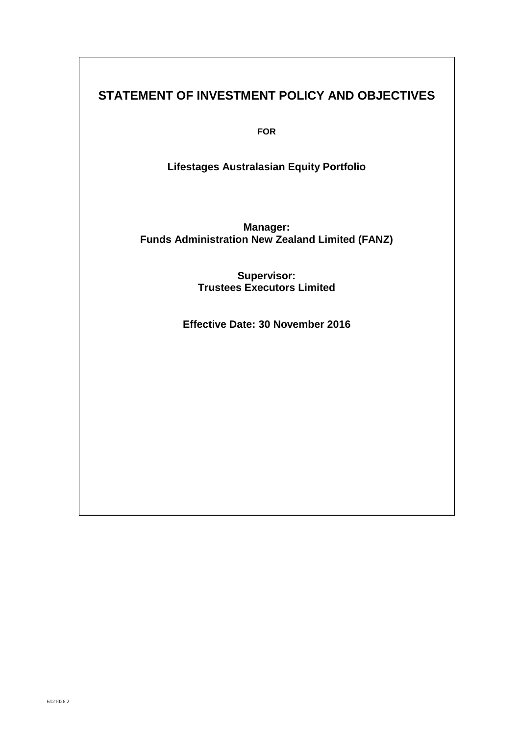# STATEMENT OF INVESTMENT POLICY AND OBJECTIVES

**FOR**

**Lifestages Australasian Equity Portfolio**

**Manager:**
**Funds Administration New Zealand Limited (FANZ)**

**Supervisor:**
**Trustees Executors Limited**

**Effective Date: 30 November 2016**

6121026.2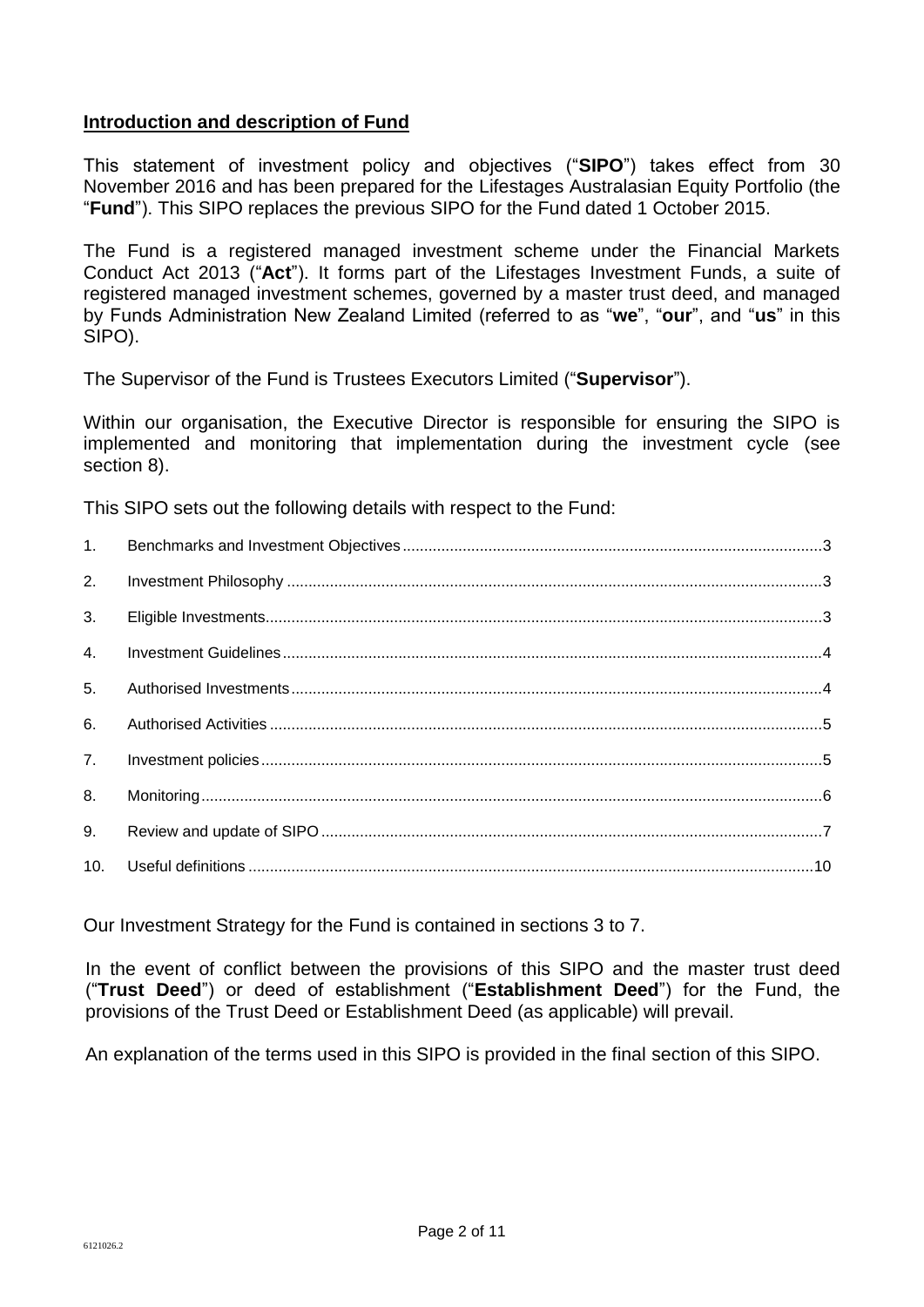## Introduction and description of Fund

This statement of investment policy and objectives ("**SIPO**") takes effect from 30 November 2016 and has been prepared for the Lifestages Australasian Equity Portfolio (the "**Fund**"). This SIPO replaces the previous SIPO for the Fund dated 1 October 2015.

The Fund is a registered managed investment scheme under the Financial Markets Conduct Act 2013 ("**Act**"). It forms part of the Lifestages Investment Funds, a suite of registered managed investment schemes, governed by a master trust deed, and managed by Funds Administration New Zealand Limited (referred to as "**we**", "**our**", and "**us**" in this SIPO).

The Supervisor of the Fund is Trustees Executors Limited ("**Supervisor**").

Within our organisation, the Executive Director is responsible for ensuring the SIPO is implemented and monitoring that implementation during the investment cycle (see section 8).

This SIPO sets out the following details with respect to the Fund:

1. Benchmarks and Investment Objectives ..... 3
2. Investment Philosophy ..... 3
3. Eligible Investments ..... 3
4. Investment Guidelines ..... 4
5. Authorised Investments ..... 4
6. Authorised Activities ..... 5
7. Investment policies ..... 5
8. Monitoring ..... 6
9. Review and update of SIPO ..... 7
10. Useful definitions ..... 10

Our Investment Strategy for the Fund is contained in sections 3 to 7.

In the event of conflict between the provisions of this SIPO and the master trust deed ("**Trust Deed**") or deed of establishment ("**Establishment Deed**") for the Fund, the provisions of the Trust Deed or Establishment Deed (as applicable) will prevail.

An explanation of the terms used in this SIPO is provided in the final section of this SIPO.

6121026.2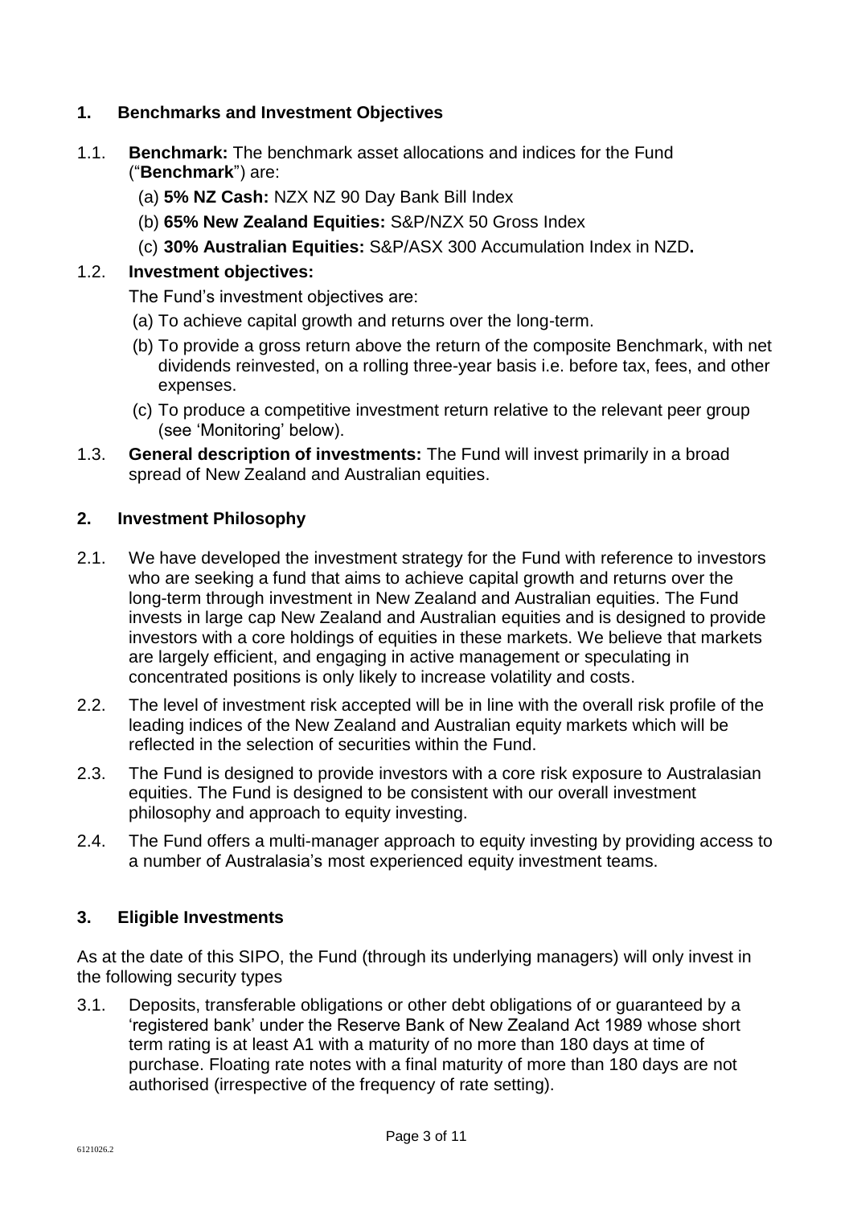## 1. Benchmarks and Investment Objectives

1.1. **Benchmark:** The benchmark asset allocations and indices for the Fund ("**Benchmark**") are:

(a) **5% NZ Cash:** NZX NZ 90 Day Bank Bill Index

(b) **65% New Zealand Equities:** S&P/NZX 50 Gross Index

(c) **30% Australian Equities:** S&P/ASX 300 Accumulation Index in NZD**.**

1.2. **Investment objectives:**

The Fund's investment objectives are:

(a) To achieve capital growth and returns over the long-term.

(b) To provide a gross return above the return of the composite Benchmark, with net dividends reinvested, on a rolling three-year basis i.e. before tax, fees, and other expenses.

(c) To produce a competitive investment return relative to the relevant peer group (see 'Monitoring' below).

1.3. **General description of investments:** The Fund will invest primarily in a broad spread of New Zealand and Australian equities.

## 2. Investment Philosophy

2.1. We have developed the investment strategy for the Fund with reference to investors who are seeking a fund that aims to achieve capital growth and returns over the long-term through investment in New Zealand and Australian equities. The Fund invests in large cap New Zealand and Australian equities and is designed to provide investors with a core holdings of equities in these markets. We believe that markets are largely efficient, and engaging in active management or speculating in concentrated positions is only likely to increase volatility and costs.

2.2. The level of investment risk accepted will be in line with the overall risk profile of the leading indices of the New Zealand and Australian equity markets which will be reflected in the selection of securities within the Fund.

2.3. The Fund is designed to provide investors with a core risk exposure to Australasian equities. The Fund is designed to be consistent with our overall investment philosophy and approach to equity investing.

2.4. The Fund offers a multi-manager approach to equity investing by providing access to a number of Australasia's most experienced equity investment teams.

## 3. Eligible Investments

As at the date of this SIPO, the Fund (through its underlying managers) will only invest in the following security types

3.1. Deposits, transferable obligations or other debt obligations of or guaranteed by a 'registered bank' under the Reserve Bank of New Zealand Act 1989 whose short term rating is at least A1 with a maturity of no more than 180 days at time of purchase. Floating rate notes with a final maturity of more than 180 days are not authorised (irrespective of the frequency of rate setting).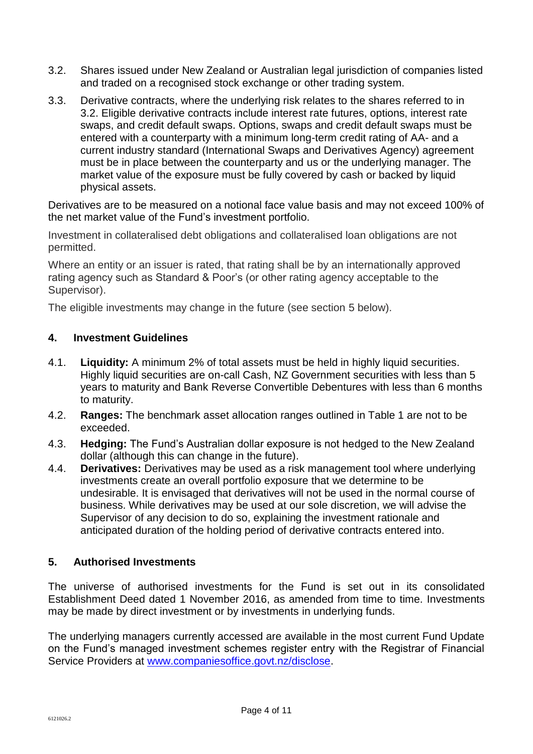3.2. Shares issued under New Zealand or Australian legal jurisdiction of companies listed and traded on a recognised stock exchange or other trading system.

3.3. Derivative contracts, where the underlying risk relates to the shares referred to in 3.2. Eligible derivative contracts include interest rate futures, options, interest rate swaps, and credit default swaps. Options, swaps and credit default swaps must be entered with a counterparty with a minimum long-term credit rating of AA- and a current industry standard (International Swaps and Derivatives Agency) agreement must be in place between the counterparty and us or the underlying manager. The market value of the exposure must be fully covered by cash or backed by liquid physical assets.

Derivatives are to be measured on a notional face value basis and may not exceed 100% of the net market value of the Fund's investment portfolio.

Investment in collateralised debt obligations and collateralised loan obligations are not permitted.

Where an entity or an issuer is rated, that rating shall be by an internationally approved rating agency such as Standard & Poor's (or other rating agency acceptable to the Supervisor).

The eligible investments may change in the future (see section 5 below).

## 4. Investment Guidelines

4.1. **Liquidity:** A minimum 2% of total assets must be held in highly liquid securities. Highly liquid securities are on-call Cash, NZ Government securities with less than 5 years to maturity and Bank Reverse Convertible Debentures with less than 6 months to maturity.

4.2. **Ranges:** The benchmark asset allocation ranges outlined in Table 1 are not to be exceeded.

4.3. **Hedging:** The Fund's Australian dollar exposure is not hedged to the New Zealand dollar (although this can change in the future).

4.4. **Derivatives:** Derivatives may be used as a risk management tool where underlying investments create an overall portfolio exposure that we determine to be undesirable. It is envisaged that derivatives will not be used in the normal course of business. While derivatives may be used at our sole discretion, we will advise the Supervisor of any decision to do so, explaining the investment rationale and anticipated duration of the holding period of derivative contracts entered into.

## 5. Authorised Investments

The universe of authorised investments for the Fund is set out in its consolidated Establishment Deed dated 1 November 2016, as amended from time to time. Investments may be made by direct investment or by investments in underlying funds.

The underlying managers currently accessed are available in the most current Fund Update on the Fund's managed investment schemes register entry with the Registrar of Financial Service Providers at www.companiesoffice.govt.nz/disclose.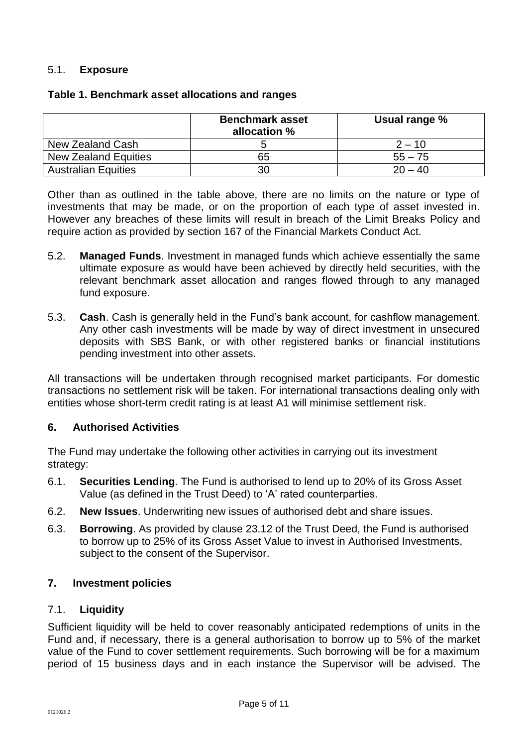### 5.1. **Exposure**

**Table 1. Benchmark asset allocations and ranges**

| | Benchmark asset allocation % | Usual range % |
|---|---|---|
| New Zealand Cash | 5 | 2 – 10 |
| New Zealand Equities | 65 | 55 – 75 |
| Australian Equities | 30 | 20 – 40 |

Other than as outlined in the table above, there are no limits on the nature or type of investments that may be made, or on the proportion of each type of asset invested in. However any breaches of these limits will result in breach of the Limit Breaks Policy and require action as provided by section 167 of the Financial Markets Conduct Act.

5.2. **Managed Funds**. Investment in managed funds which achieve essentially the same ultimate exposure as would have been achieved by directly held securities, with the relevant benchmark asset allocation and ranges flowed through to any managed fund exposure.

5.3. **Cash**. Cash is generally held in the Fund's bank account, for cashflow management. Any other cash investments will be made by way of direct investment in unsecured deposits with SBS Bank, or with other registered banks or financial institutions pending investment into other assets.

All transactions will be undertaken through recognised market participants. For domestic transactions no settlement risk will be taken. For international transactions dealing only with entities whose short-term credit rating is at least A1 will minimise settlement risk.

## 6. Authorised Activities

The Fund may undertake the following other activities in carrying out its investment strategy:

6.1. **Securities Lending**. The Fund is authorised to lend up to 20% of its Gross Asset Value (as defined in the Trust Deed) to 'A' rated counterparties.

6.2. **New Issues**. Underwriting new issues of authorised debt and share issues.

6.3. **Borrowing**. As provided by clause 23.12 of the Trust Deed, the Fund is authorised to borrow up to 25% of its Gross Asset Value to invest in Authorised Investments, subject to the consent of the Supervisor.

## 7. Investment policies

### 7.1. **Liquidity**

Sufficient liquidity will be held to cover reasonably anticipated redemptions of units in the Fund and, if necessary, there is a general authorisation to borrow up to 5% of the market value of the Fund to cover settlement requirements. Such borrowing will be for a maximum period of 15 business days and in each instance the Supervisor will be advised. The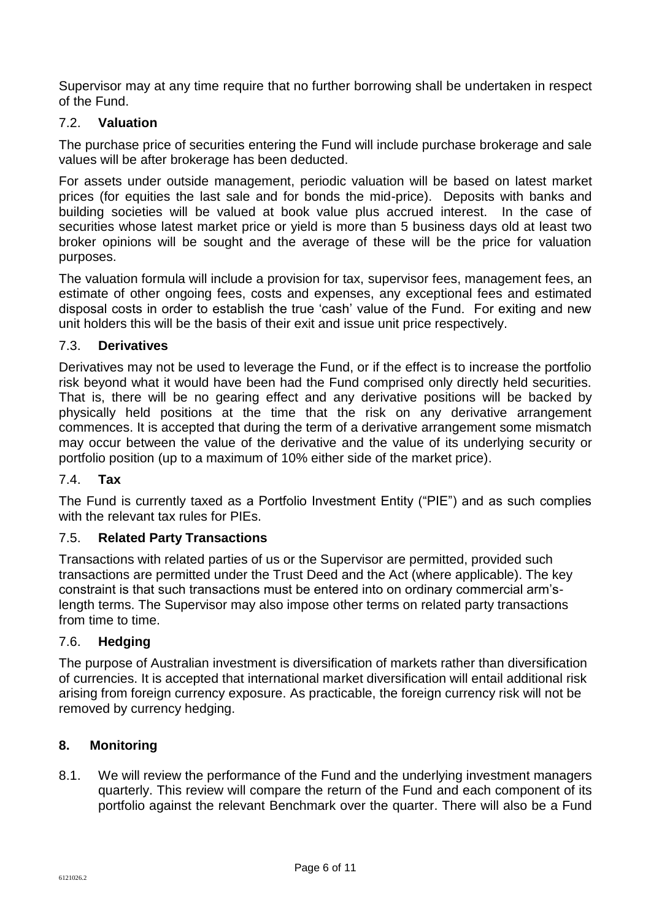Supervisor may at any time require that no further borrowing shall be undertaken in respect of the Fund.

### 7.2. **Valuation**

The purchase price of securities entering the Fund will include purchase brokerage and sale values will be after brokerage has been deducted.

For assets under outside management, periodic valuation will be based on latest market prices (for equities the last sale and for bonds the mid-price). Deposits with banks and building societies will be valued at book value plus accrued interest. In the case of securities whose latest market price or yield is more than 5 business days old at least two broker opinions will be sought and the average of these will be the price for valuation purposes.

The valuation formula will include a provision for tax, supervisor fees, management fees, an estimate of other ongoing fees, costs and expenses, any exceptional fees and estimated disposal costs in order to establish the true 'cash' value of the Fund. For exiting and new unit holders this will be the basis of their exit and issue unit price respectively.

### 7.3. **Derivatives**

Derivatives may not be used to leverage the Fund, or if the effect is to increase the portfolio risk beyond what it would have been had the Fund comprised only directly held securities. That is, there will be no gearing effect and any derivative positions will be backed by physically held positions at the time that the risk on any derivative arrangement commences. It is accepted that during the term of a derivative arrangement some mismatch may occur between the value of the derivative and the value of its underlying security or portfolio position (up to a maximum of 10% either side of the market price).

### 7.4. **Tax**

The Fund is currently taxed as a Portfolio Investment Entity ("PIE") and as such complies with the relevant tax rules for PIEs.

### 7.5. **Related Party Transactions**

Transactions with related parties of us or the Supervisor are permitted, provided such transactions are permitted under the Trust Deed and the Act (where applicable). The key constraint is that such transactions must be entered into on ordinary commercial arm's-length terms. The Supervisor may also impose other terms on related party transactions from time to time.

### 7.6. **Hedging**

The purpose of Australian investment is diversification of markets rather than diversification of currencies. It is accepted that international market diversification will entail additional risk arising from foreign currency exposure. As practicable, the foreign currency risk will not be removed by currency hedging.

## 8. **Monitoring**

8.1. We will review the performance of the Fund and the underlying investment managers quarterly. This review will compare the return of the Fund and each component of its portfolio against the relevant Benchmark over the quarter. There will also be a Fund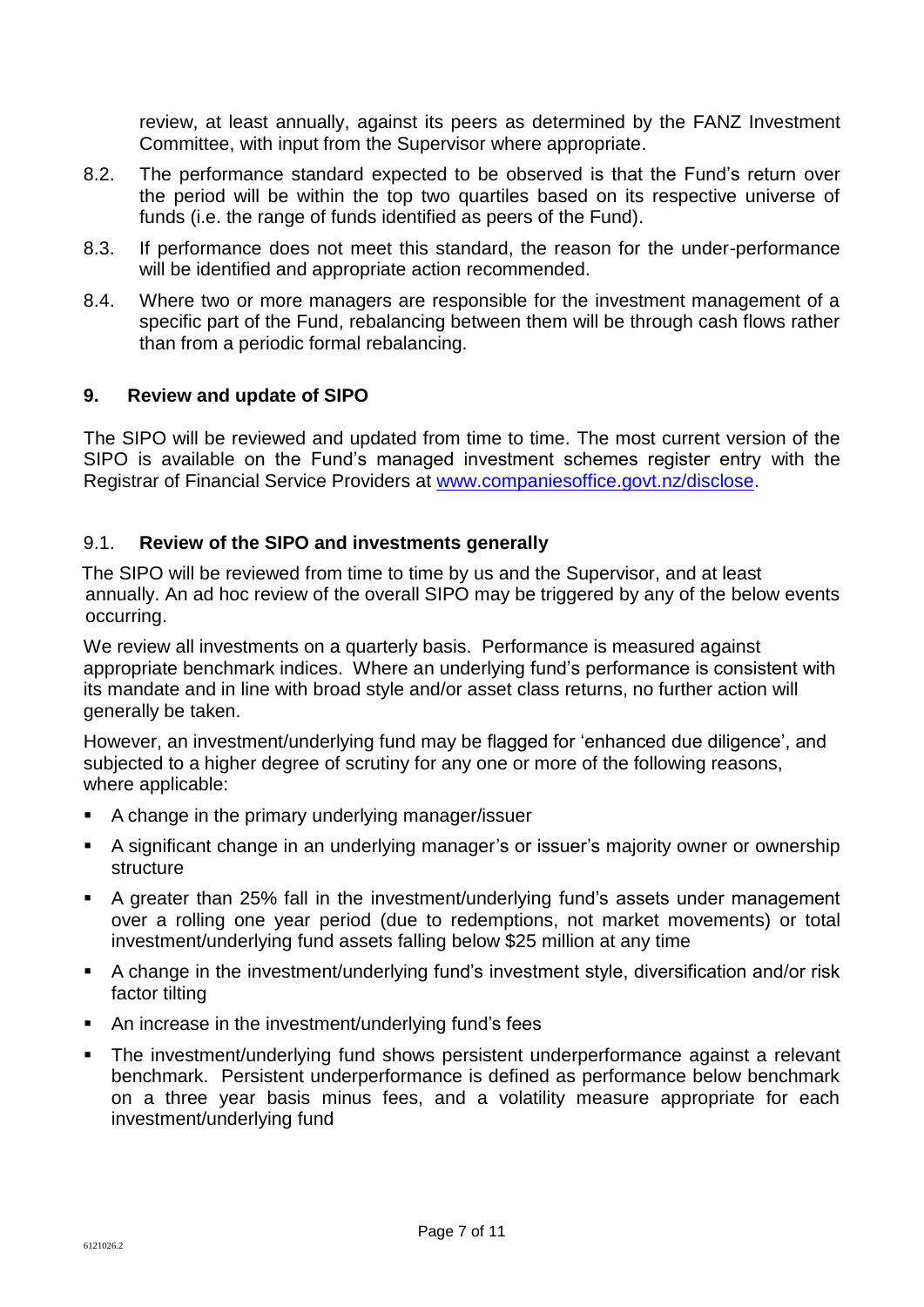review, at least annually, against its peers as determined by the FANZ Investment Committee, with input from the Supervisor where appropriate.

8.2. The performance standard expected to be observed is that the Fund's return over the period will be within the top two quartiles based on its respective universe of funds (i.e. the range of funds identified as peers of the Fund).

8.3. If performance does not meet this standard, the reason for the under-performance will be identified and appropriate action recommended.

8.4. Where two or more managers are responsible for the investment management of a specific part of the Fund, rebalancing between them will be through cash flows rather than from a periodic formal rebalancing.

## 9. Review and update of SIPO

The SIPO will be reviewed and updated from time to time. The most current version of the SIPO is available on the Fund's managed investment schemes register entry with the Registrar of Financial Service Providers at [www.companiesoffice.govt.nz/disclose](www.companiesoffice.govt.nz/disclose).

### 9.1. Review of the SIPO and investments generally

The SIPO will be reviewed from time to time by us and the Supervisor, and at least annually. An ad hoc review of the overall SIPO may be triggered by any of the below events occurring.

We review all investments on a quarterly basis. Performance is measured against appropriate benchmark indices. Where an underlying fund's performance is consistent with its mandate and in line with broad style and/or asset class returns, no further action will generally be taken.

However, an investment/underlying fund may be flagged for 'enhanced due diligence', and subjected to a higher degree of scrutiny for any one or more of the following reasons, where applicable:

- A change in the primary underlying manager/issuer
- A significant change in an underlying manager's or issuer's majority owner or ownership structure
- A greater than 25% fall in the investment/underlying fund's assets under management over a rolling one year period (due to redemptions, not market movements) or total investment/underlying fund assets falling below $25 million at any time
- A change in the investment/underlying fund's investment style, diversification and/or risk factor tilting
- An increase in the investment/underlying fund's fees
- The investment/underlying fund shows persistent underperformance against a relevant benchmark. Persistent underperformance is defined as performance below benchmark on a three year basis minus fees, and a volatility measure appropriate for each investment/underlying fund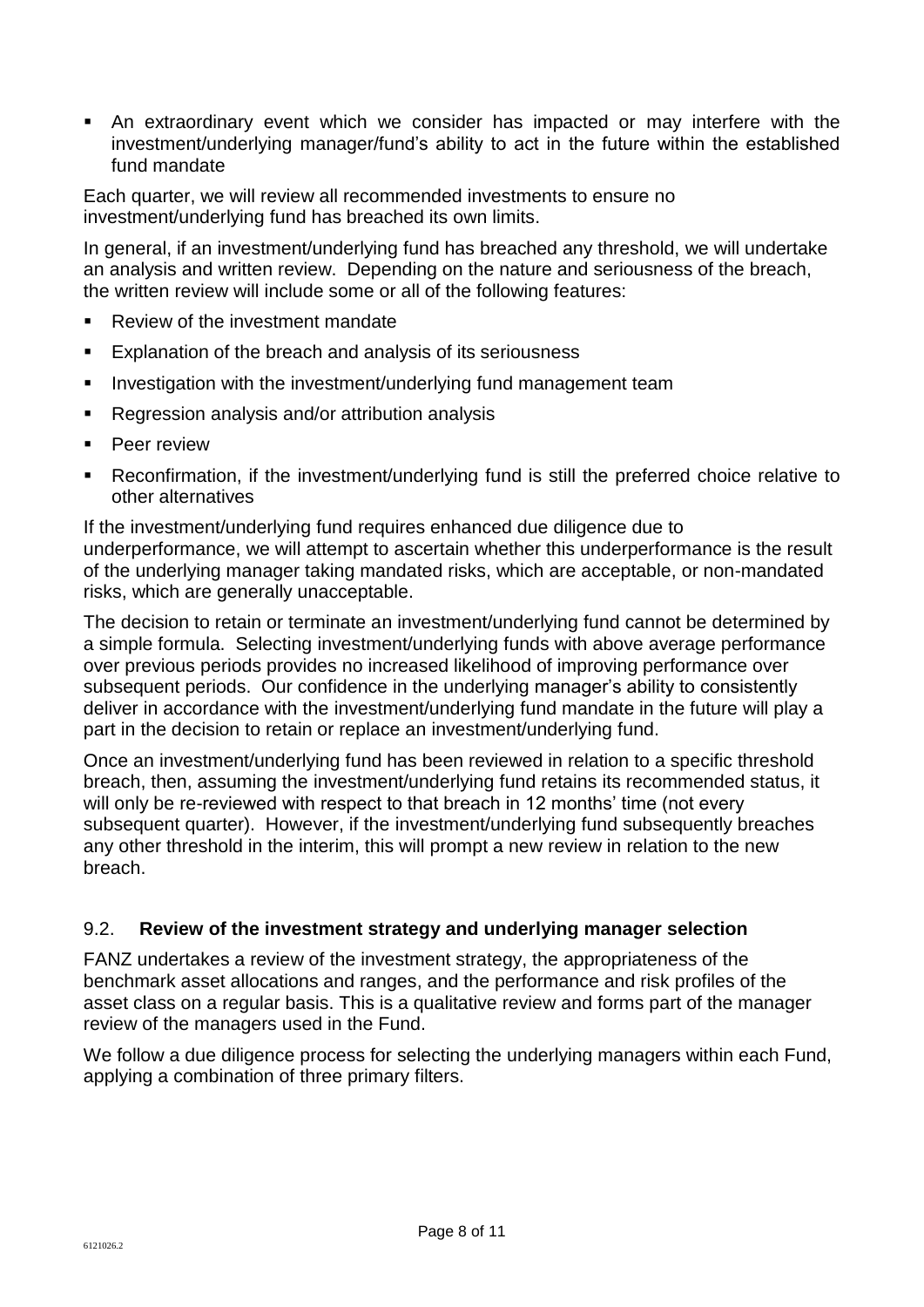- An extraordinary event which we consider has impacted or may interfere with the investment/underlying manager/fund's ability to act in the future within the established fund mandate

Each quarter, we will review all recommended investments to ensure no investment/underlying fund has breached its own limits.

In general, if an investment/underlying fund has breached any threshold, we will undertake an analysis and written review. Depending on the nature and seriousness of the breach, the written review will include some or all of the following features:

- Review of the investment mandate
- Explanation of the breach and analysis of its seriousness
- Investigation with the investment/underlying fund management team
- Regression analysis and/or attribution analysis
- Peer review
- Reconfirmation, if the investment/underlying fund is still the preferred choice relative to other alternatives

If the investment/underlying fund requires enhanced due diligence due to underperformance, we will attempt to ascertain whether this underperformance is the result of the underlying manager taking mandated risks, which are acceptable, or non-mandated risks, which are generally unacceptable.

The decision to retain or terminate an investment/underlying fund cannot be determined by a simple formula. Selecting investment/underlying funds with above average performance over previous periods provides no increased likelihood of improving performance over subsequent periods. Our confidence in the underlying manager's ability to consistently deliver in accordance with the investment/underlying fund mandate in the future will play a part in the decision to retain or replace an investment/underlying fund.

Once an investment/underlying fund has been reviewed in relation to a specific threshold breach, then, assuming the investment/underlying fund retains its recommended status, it will only be re-reviewed with respect to that breach in 12 months' time (not every subsequent quarter). However, if the investment/underlying fund subsequently breaches any other threshold in the interim, this will prompt a new review in relation to the new breach.

## 9.2. Review of the investment strategy and underlying manager selection

FANZ undertakes a review of the investment strategy, the appropriateness of the benchmark asset allocations and ranges, and the performance and risk profiles of the asset class on a regular basis. This is a qualitative review and forms part of the manager review of the managers used in the Fund.

We follow a due diligence process for selecting the underlying managers within each Fund, applying a combination of three primary filters.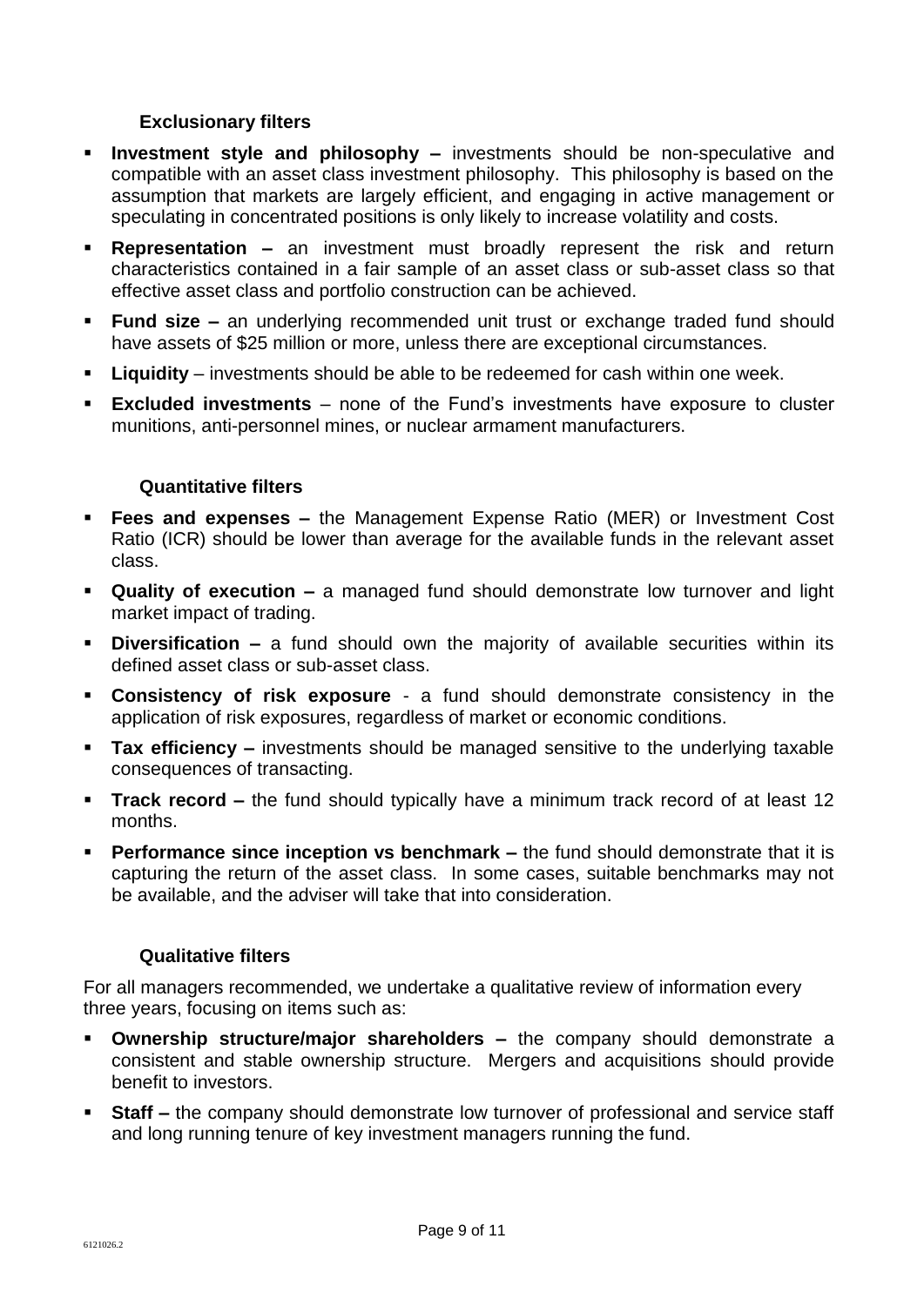### Exclusionary filters

- **Investment style and philosophy –** investments should be non-speculative and compatible with an asset class investment philosophy. This philosophy is based on the assumption that markets are largely efficient, and engaging in active management or speculating in concentrated positions is only likely to increase volatility and costs.
- **Representation –** an investment must broadly represent the risk and return characteristics contained in a fair sample of an asset class or sub-asset class so that effective asset class and portfolio construction can be achieved.
- **Fund size –** an underlying recommended unit trust or exchange traded fund should have assets of $25 million or more, unless there are exceptional circumstances.
- **Liquidity** – investments should be able to be redeemed for cash within one week.
- **Excluded investments** – none of the Fund's investments have exposure to cluster munitions, anti-personnel mines, or nuclear armament manufacturers.

### Quantitative filters

- **Fees and expenses –** the Management Expense Ratio (MER) or Investment Cost Ratio (ICR) should be lower than average for the available funds in the relevant asset class.
- **Quality of execution –** a managed fund should demonstrate low turnover and light market impact of trading.
- **Diversification –** a fund should own the majority of available securities within its defined asset class or sub-asset class.
- **Consistency of risk exposure** - a fund should demonstrate consistency in the application of risk exposures, regardless of market or economic conditions.
- **Tax efficiency –** investments should be managed sensitive to the underlying taxable consequences of transacting.
- **Track record –** the fund should typically have a minimum track record of at least 12 months.
- **Performance since inception vs benchmark –** the fund should demonstrate that it is capturing the return of the asset class. In some cases, suitable benchmarks may not be available, and the adviser will take that into consideration.

### Qualitative filters

For all managers recommended, we undertake a qualitative review of information every three years, focusing on items such as:

- **Ownership structure/major shareholders –** the company should demonstrate a consistent and stable ownership structure. Mergers and acquisitions should provide benefit to investors.
- **Staff –** the company should demonstrate low turnover of professional and service staff and long running tenure of key investment managers running the fund.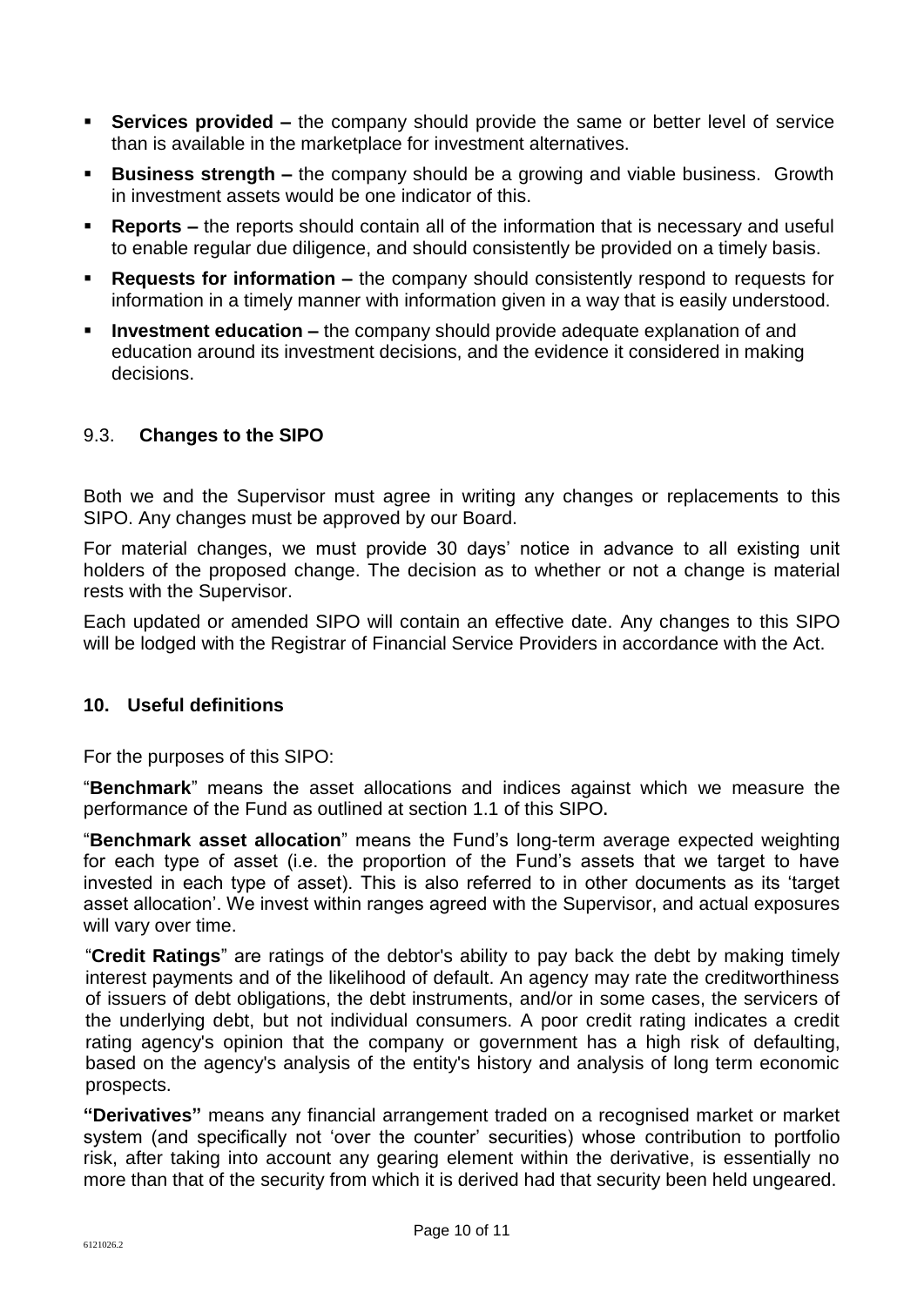- **Services provided –** the company should provide the same or better level of service than is available in the marketplace for investment alternatives.
- **Business strength –** the company should be a growing and viable business. Growth in investment assets would be one indicator of this.
- **Reports –** the reports should contain all of the information that is necessary and useful to enable regular due diligence, and should consistently be provided on a timely basis.
- **Requests for information –** the company should consistently respond to requests for information in a timely manner with information given in a way that is easily understood.
- **Investment education –** the company should provide adequate explanation of and education around its investment decisions, and the evidence it considered in making decisions.

### 9.3. Changes to the SIPO

Both we and the Supervisor must agree in writing any changes or replacements to this SIPO. Any changes must be approved by our Board.

For material changes, we must provide 30 days' notice in advance to all existing unit holders of the proposed change. The decision as to whether or not a change is material rests with the Supervisor.

Each updated or amended SIPO will contain an effective date. Any changes to this SIPO will be lodged with the Registrar of Financial Service Providers in accordance with the Act.

## 10. Useful definitions

For the purposes of this SIPO:

"**Benchmark**" means the asset allocations and indices against which we measure the performance of the Fund as outlined at section 1.1 of this SIPO.

"**Benchmark asset allocation**" means the Fund's long-term average expected weighting for each type of asset (i.e. the proportion of the Fund's assets that we target to have invested in each type of asset). This is also referred to in other documents as its 'target asset allocation'. We invest within ranges agreed with the Supervisor, and actual exposures will vary over time.

"**Credit Ratings**" are ratings of the debtor's ability to pay back the debt by making timely interest payments and of the likelihood of default. An agency may rate the creditworthiness of issuers of debt obligations, the debt instruments, and/or in some cases, the servicers of the underlying debt, but not individual consumers. A poor credit rating indicates a credit rating agency's opinion that the company or government has a high risk of defaulting, based on the agency's analysis of the entity's history and analysis of long term economic prospects.

**"Derivatives"** means any financial arrangement traded on a recognised market or market system (and specifically not 'over the counter' securities) whose contribution to portfolio risk, after taking into account any gearing element within the derivative, is essentially no more than that of the security from which it is derived had that security been held ungeared.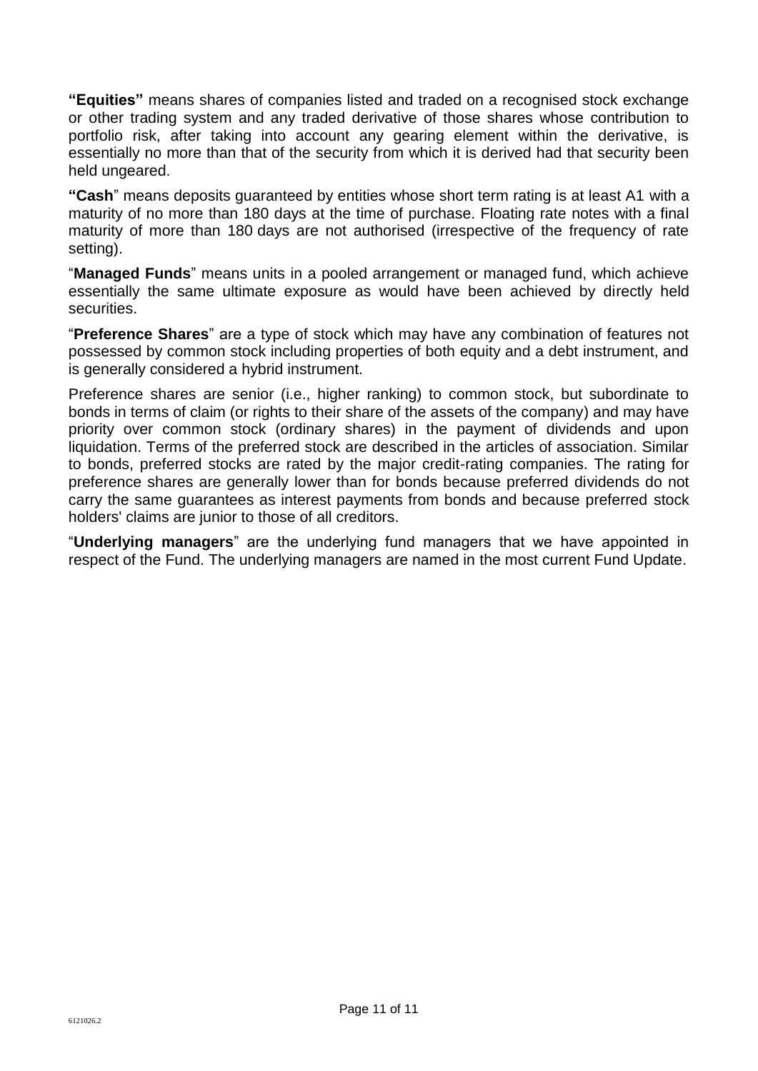**"Equities"** means shares of companies listed and traded on a recognised stock exchange or other trading system and any traded derivative of those shares whose contribution to portfolio risk, after taking into account any gearing element within the derivative, is essentially no more than that of the security from which it is derived had that security been held ungeared.

**"Cash"** means deposits guaranteed by entities whose short term rating is at least A1 with a maturity of no more than 180 days at the time of purchase. Floating rate notes with a final maturity of more than 180 days are not authorised (irrespective of the frequency of rate setting).

"**Managed Funds**" means units in a pooled arrangement or managed fund, which achieve essentially the same ultimate exposure as would have been achieved by directly held securities.

"**Preference Shares**" are a type of stock which may have any combination of features not possessed by common stock including properties of both equity and a debt instrument, and is generally considered a hybrid instrument.

Preference shares are senior (i.e., higher ranking) to common stock, but subordinate to bonds in terms of claim (or rights to their share of the assets of the company) and may have priority over common stock (ordinary shares) in the payment of dividends and upon liquidation. Terms of the preferred stock are described in the articles of association. Similar to bonds, preferred stocks are rated by the major credit-rating companies. The rating for preference shares are generally lower than for bonds because preferred dividends do not carry the same guarantees as interest payments from bonds and because preferred stock holders' claims are junior to those of all creditors.

"**Underlying managers**" are the underlying fund managers that we have appointed in respect of the Fund. The underlying managers are named in the most current Fund Update.

6121026.2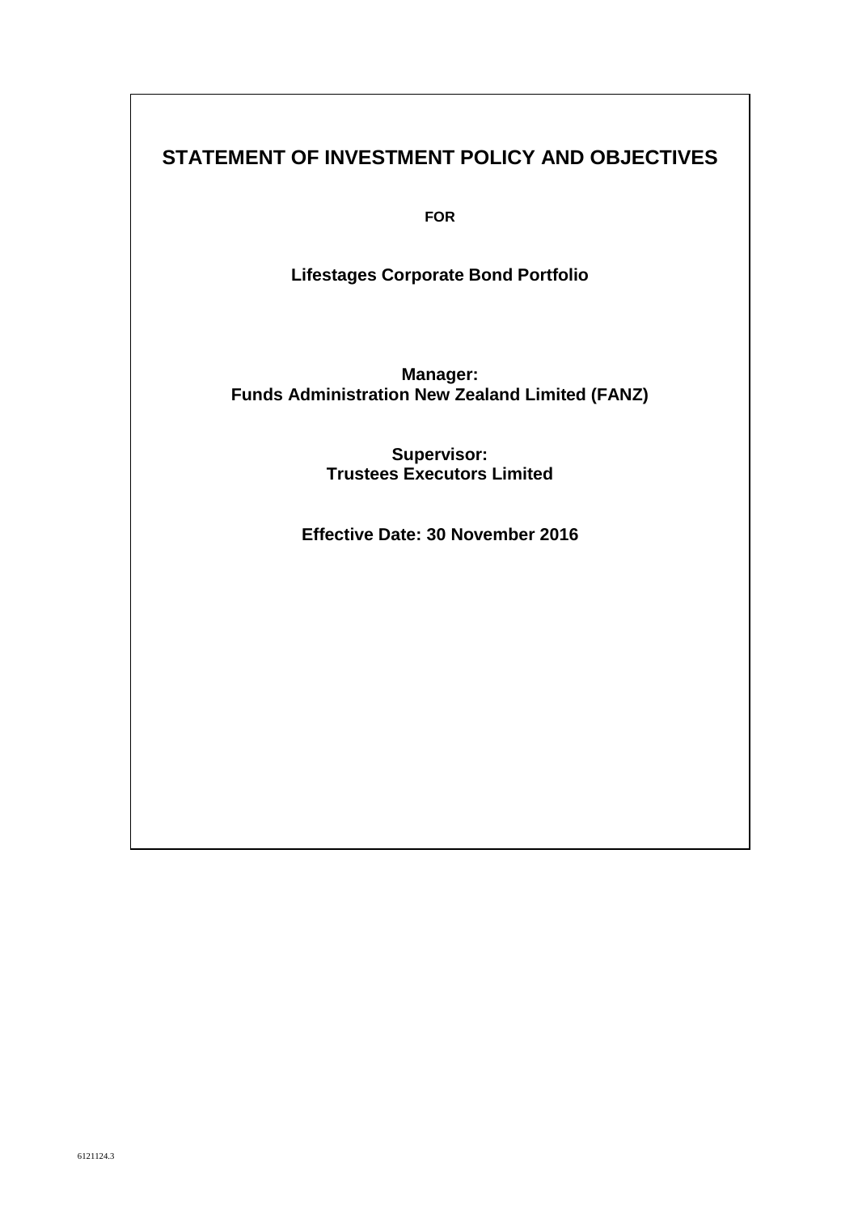# STATEMENT OF INVESTMENT POLICY AND OBJECTIVES

**FOR**

**Lifestages Corporate Bond Portfolio**

**Manager:**
**Funds Administration New Zealand Limited (FANZ)**

**Supervisor:**
**Trustees Executors Limited**

**Effective Date: 30 November 2016**

6121124.3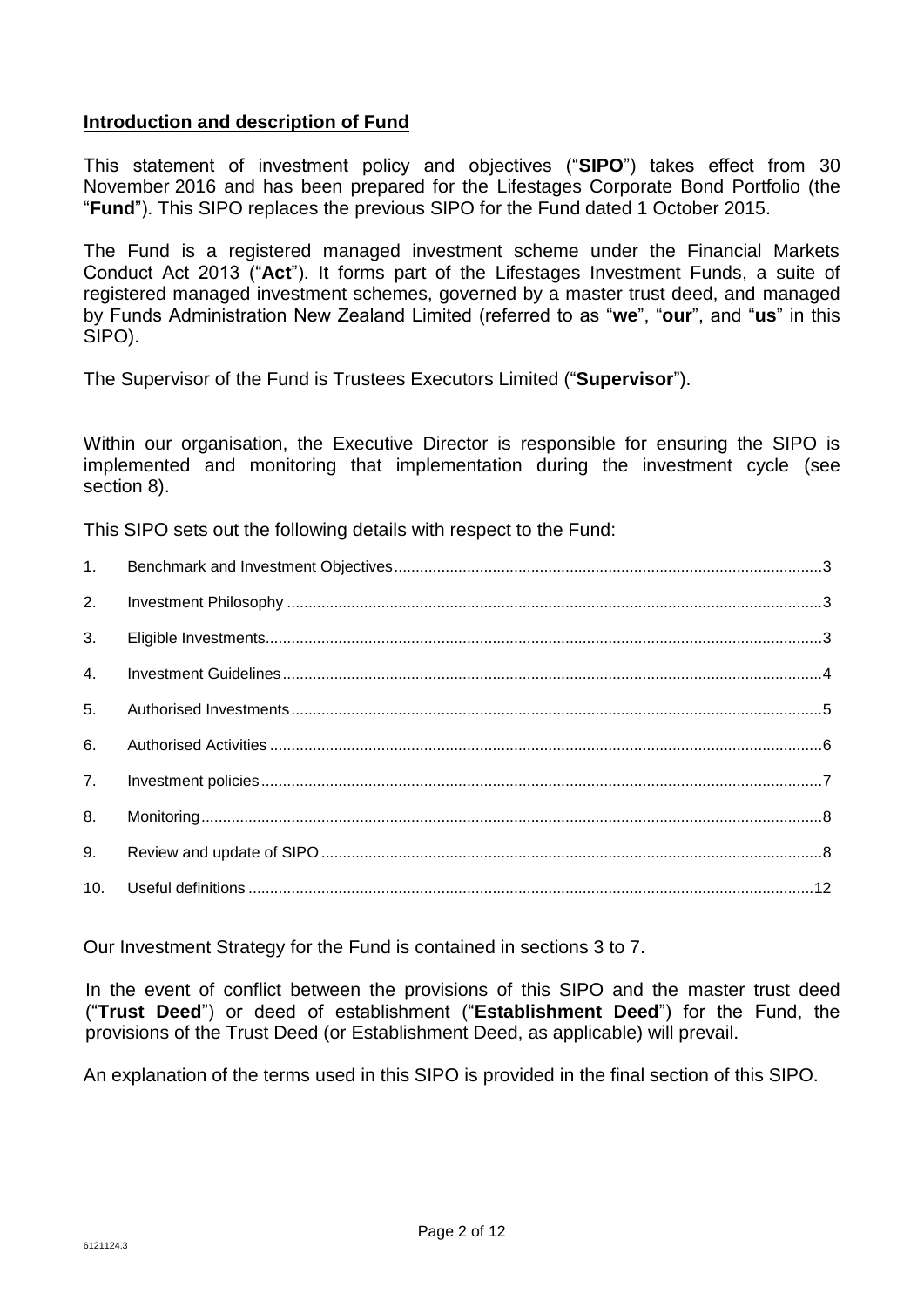## Introduction and description of Fund

This statement of investment policy and objectives ("**SIPO**") takes effect from 30 November 2016 and has been prepared for the Lifestages Corporate Bond Portfolio (the "**Fund**"). This SIPO replaces the previous SIPO for the Fund dated 1 October 2015.

The Fund is a registered managed investment scheme under the Financial Markets Conduct Act 2013 ("**Act**"). It forms part of the Lifestages Investment Funds, a suite of registered managed investment schemes, governed by a master trust deed, and managed by Funds Administration New Zealand Limited (referred to as "**we**", "**our**", and "**us**" in this SIPO).

The Supervisor of the Fund is Trustees Executors Limited ("**Supervisor**").

Within our organisation, the Executive Director is responsible for ensuring the SIPO is implemented and monitoring that implementation during the investment cycle (see section 8).

This SIPO sets out the following details with respect to the Fund:

1. Benchmark and Investment Objectives ... 3
2. Investment Philosophy ... 3
3. Eligible Investments ... 3
4. Investment Guidelines ... 4
5. Authorised Investments ... 5
6. Authorised Activities ... 6
7. Investment policies ... 7
8. Monitoring ... 8
9. Review and update of SIPO ... 8
10. Useful definitions ... 12

Our Investment Strategy for the Fund is contained in sections 3 to 7.

In the event of conflict between the provisions of this SIPO and the master trust deed ("**Trust Deed**") or deed of establishment ("**Establishment Deed**") for the Fund, the provisions of the Trust Deed (or Establishment Deed, as applicable) will prevail.

An explanation of the terms used in this SIPO is provided in the final section of this SIPO.

6121124.3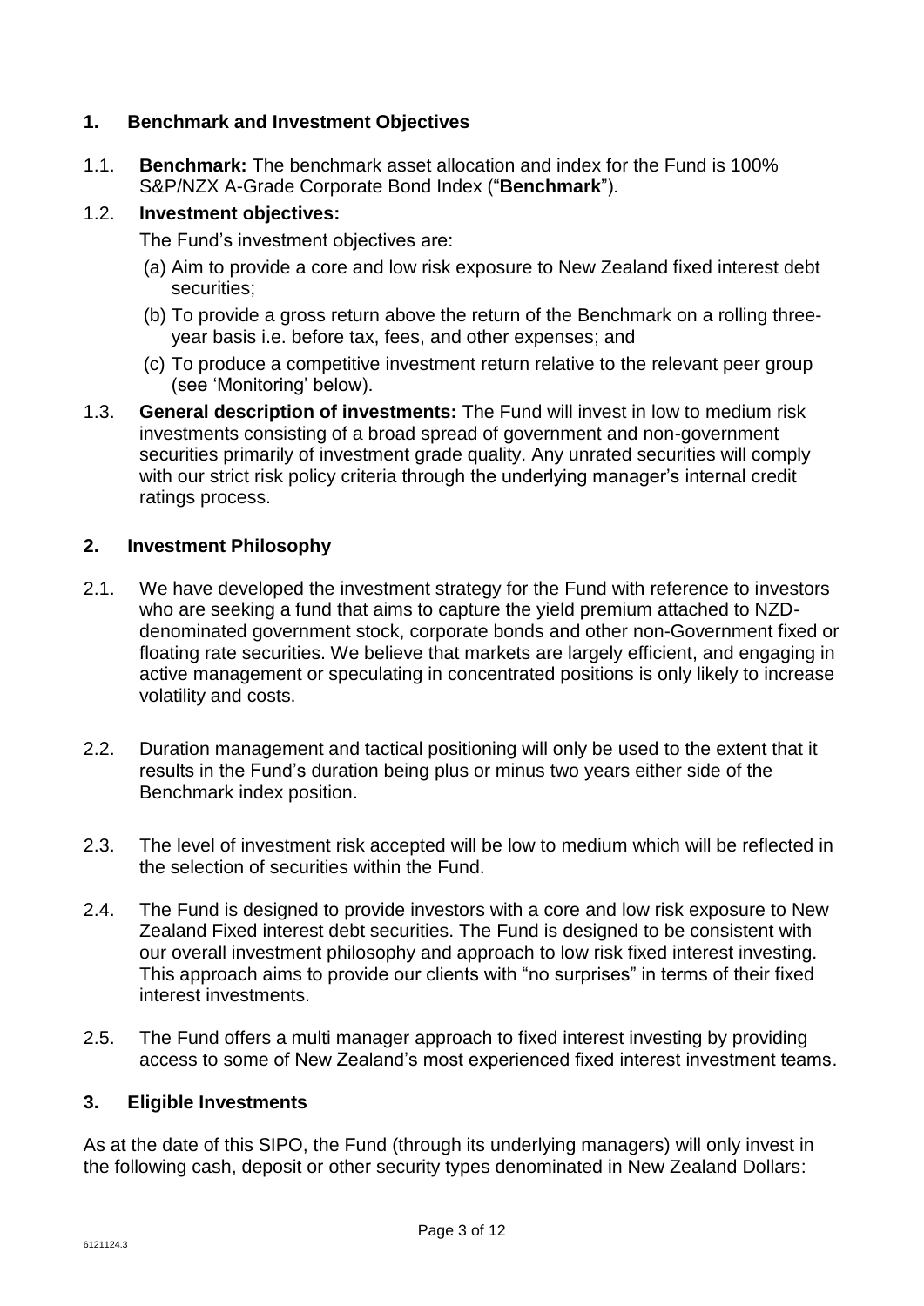## 1. Benchmark and Investment Objectives

1.1. **Benchmark:** The benchmark asset allocation and index for the Fund is 100% S&P/NZX A-Grade Corporate Bond Index ("**Benchmark**").

1.2. **Investment objectives:**

The Fund's investment objectives are:

(a) Aim to provide a core and low risk exposure to New Zealand fixed interest debt securities;

(b) To provide a gross return above the return of the Benchmark on a rolling three-year basis i.e. before tax, fees, and other expenses; and

(c) To produce a competitive investment return relative to the relevant peer group (see 'Monitoring' below).

1.3. **General description of investments:** The Fund will invest in low to medium risk investments consisting of a broad spread of government and non-government securities primarily of investment grade quality. Any unrated securities will comply with our strict risk policy criteria through the underlying manager's internal credit ratings process.

## 2. Investment Philosophy

2.1. We have developed the investment strategy for the Fund with reference to investors who are seeking a fund that aims to capture the yield premium attached to NZD-denominated government stock, corporate bonds and other non-Government fixed or floating rate securities. We believe that markets are largely efficient, and engaging in active management or speculating in concentrated positions is only likely to increase volatility and costs.

2.2. Duration management and tactical positioning will only be used to the extent that it results in the Fund's duration being plus or minus two years either side of the Benchmark index position.

2.3. The level of investment risk accepted will be low to medium which will be reflected in the selection of securities within the Fund.

2.4. The Fund is designed to provide investors with a core and low risk exposure to New Zealand Fixed interest debt securities. The Fund is designed to be consistent with our overall investment philosophy and approach to low risk fixed interest investing. This approach aims to provide our clients with "no surprises" in terms of their fixed interest investments.

2.5. The Fund offers a multi manager approach to fixed interest investing by providing access to some of New Zealand's most experienced fixed interest investment teams.

## 3. Eligible Investments

As at the date of this SIPO, the Fund (through its underlying managers) will only invest in the following cash, deposit or other security types denominated in New Zealand Dollars: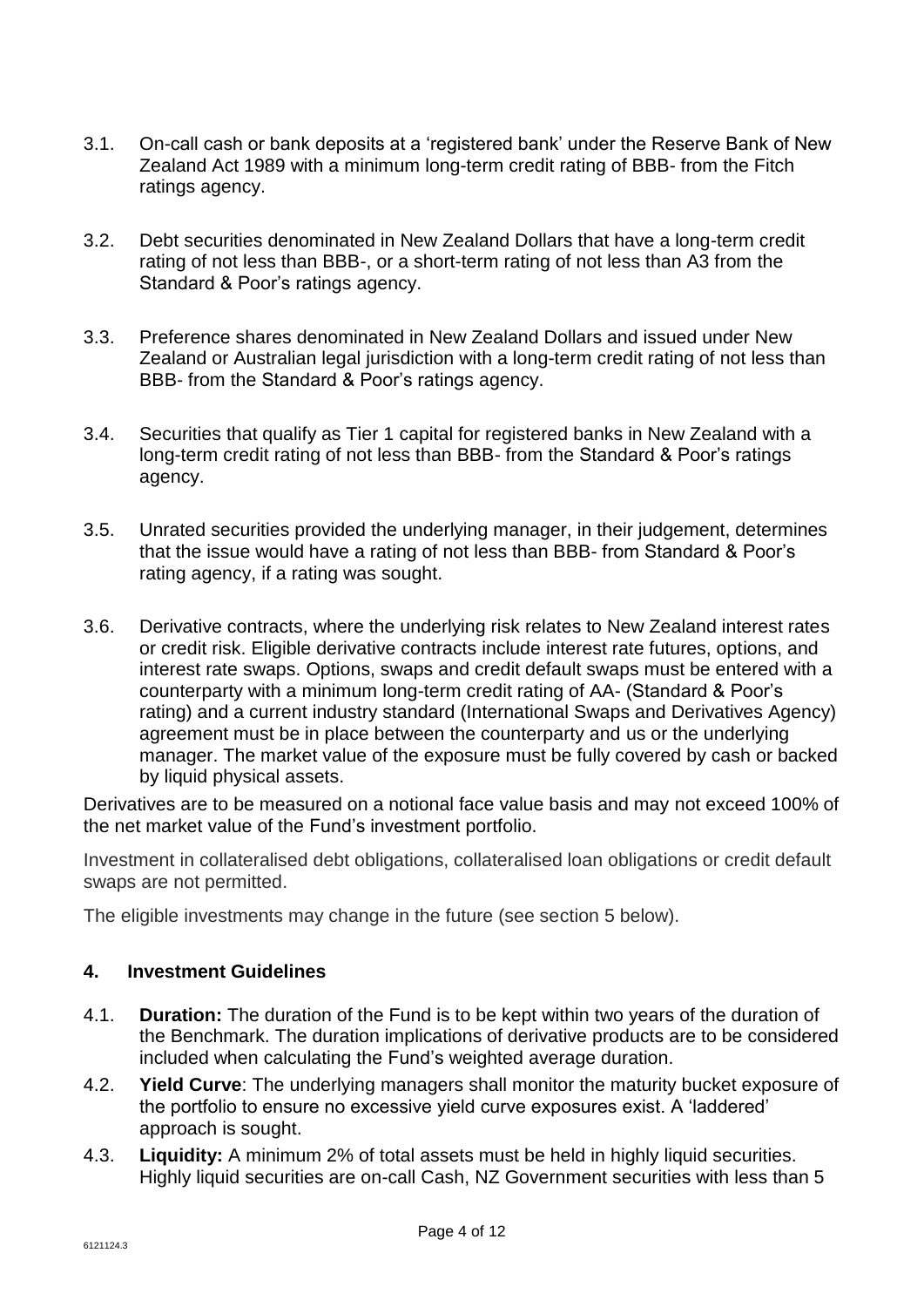3.1. On-call cash or bank deposits at a 'registered bank' under the Reserve Bank of New Zealand Act 1989 with a minimum long-term credit rating of BBB- from the Fitch ratings agency.

3.2. Debt securities denominated in New Zealand Dollars that have a long-term credit rating of not less than BBB-, or a short-term rating of not less than A3 from the Standard & Poor's ratings agency.

3.3. Preference shares denominated in New Zealand Dollars and issued under New Zealand or Australian legal jurisdiction with a long-term credit rating of not less than BBB- from the Standard & Poor's ratings agency.

3.4. Securities that qualify as Tier 1 capital for registered banks in New Zealand with a long-term credit rating of not less than BBB- from the Standard & Poor's ratings agency.

3.5. Unrated securities provided the underlying manager, in their judgement, determines that the issue would have a rating of not less than BBB- from Standard & Poor's rating agency, if a rating was sought.

3.6. Derivative contracts, where the underlying risk relates to New Zealand interest rates or credit risk. Eligible derivative contracts include interest rate futures, options, and interest rate swaps. Options, swaps and credit default swaps must be entered with a counterparty with a minimum long-term credit rating of AA- (Standard & Poor's rating) and a current industry standard (International Swaps and Derivatives Agency) agreement must be in place between the counterparty and us or the underlying manager. The market value of the exposure must be fully covered by cash or backed by liquid physical assets.

Derivatives are to be measured on a notional face value basis and may not exceed 100% of the net market value of the Fund's investment portfolio.

Investment in collateralised debt obligations, collateralised loan obligations or credit default swaps are not permitted.

The eligible investments may change in the future (see section 5 below).

## 4. Investment Guidelines

4.1. **Duration:** The duration of the Fund is to be kept within two years of the duration of the Benchmark. The duration implications of derivative products are to be considered included when calculating the Fund's weighted average duration.

4.2. **Yield Curve**: The underlying managers shall monitor the maturity bucket exposure of the portfolio to ensure no excessive yield curve exposures exist. A 'laddered' approach is sought.

4.3. **Liquidity:** A minimum 2% of total assets must be held in highly liquid securities. Highly liquid securities are on-call Cash, NZ Government securities with less than 5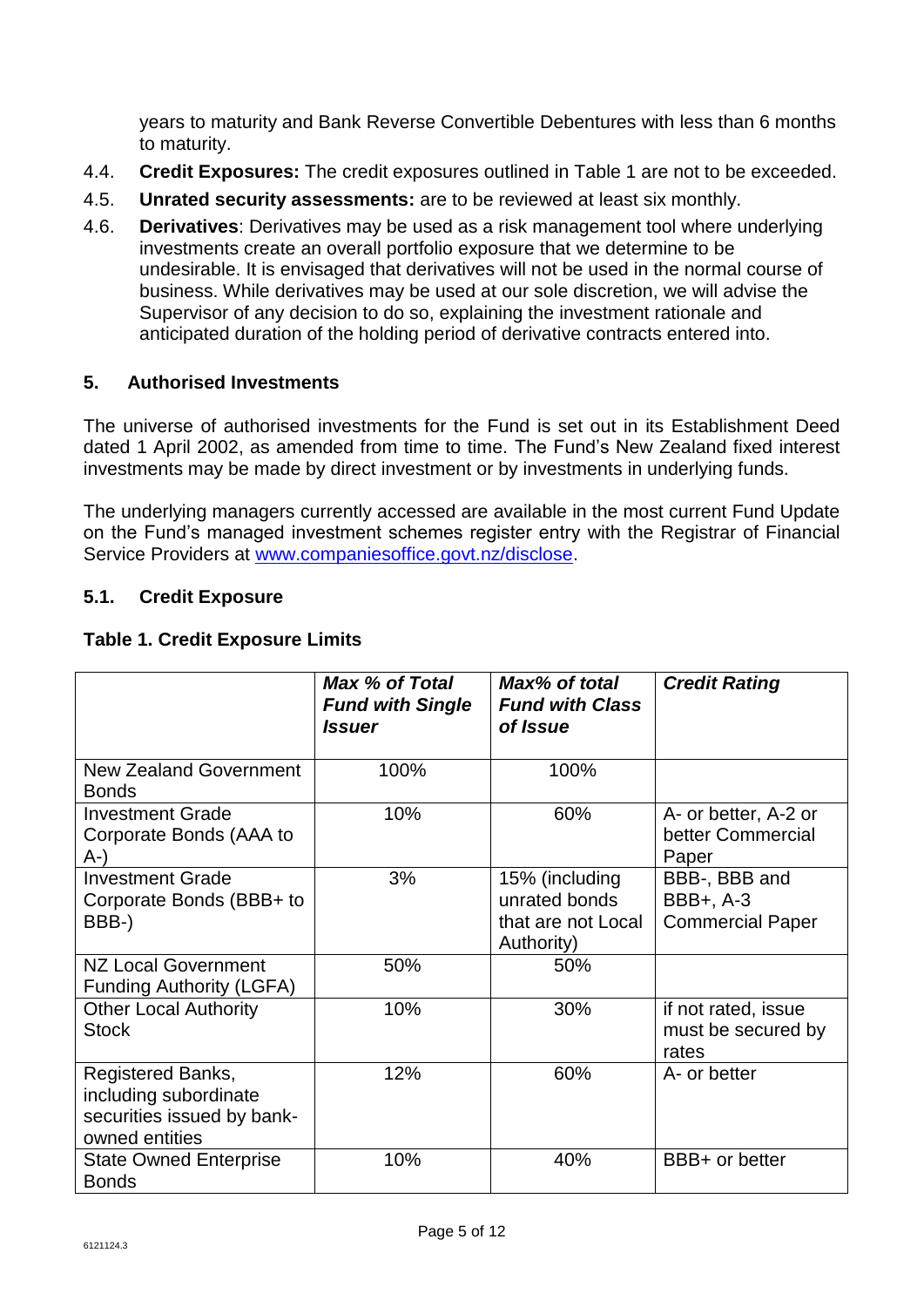years to maturity and Bank Reverse Convertible Debentures with less than 6 months to maturity.

4.4. **Credit Exposures:** The credit exposures outlined in Table 1 are not to be exceeded.

4.5. **Unrated security assessments:** are to be reviewed at least six monthly.

4.6. **Derivatives**: Derivatives may be used as a risk management tool where underlying investments create an overall portfolio exposure that we determine to be undesirable. It is envisaged that derivatives will not be used in the normal course of business. While derivatives may be used at our sole discretion, we will advise the Supervisor of any decision to do so, explaining the investment rationale and anticipated duration of the holding period of derivative contracts entered into.

## 5. Authorised Investments

The universe of authorised investments for the Fund is set out in its Establishment Deed dated 1 April 2002, as amended from time to time. The Fund's New Zealand fixed interest investments may be made by direct investment or by investments in underlying funds.

The underlying managers currently accessed are available in the most current Fund Update on the Fund's managed investment schemes register entry with the Registrar of Financial Service Providers at www.companiesoffice.govt.nz/disclose.

### 5.1. Credit Exposure

**Table 1. Credit Exposure Limits**

| | ***Max % of Total Fund with Single Issuer*** | ***Max% of total Fund with Class of Issue*** | ***Credit Rating*** |
|---|---|---|---|
| New Zealand Government Bonds | 100% | 100% | |
| Investment Grade Corporate Bonds (AAA to A-) | 10% | 60% | A- or better, A-2 or better Commercial Paper |
| Investment Grade Corporate Bonds (BBB+ to BBB-) | 3% | 15% (including unrated bonds that are not Local Authority) | BBB-, BBB and BBB+, A-3 Commercial Paper |
| NZ Local Government Funding Authority (LGFA) | 50% | 50% | |
| Other Local Authority Stock | 10% | 30% | if not rated, issue must be secured by rates |
| Registered Banks, including subordinate securities issued by bank-owned entities | 12% | 60% | A- or better |
| State Owned Enterprise Bonds | 10% | 40% | BBB+ or better |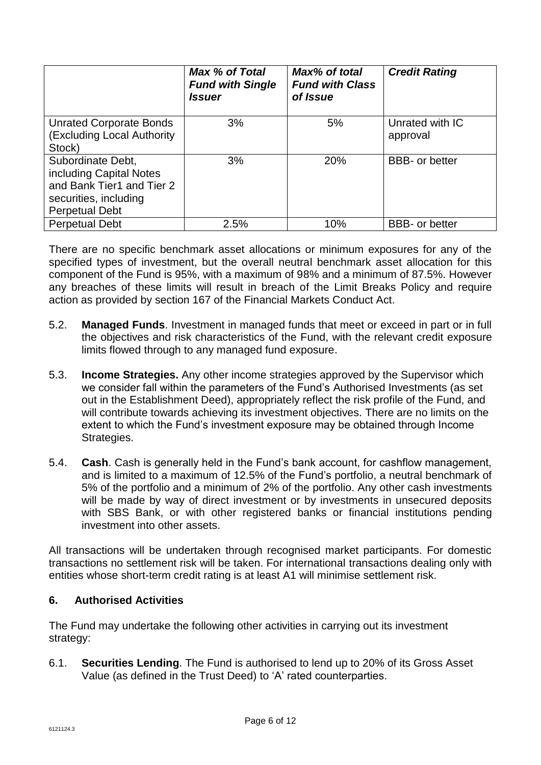| | *Max % of Total Fund with Single Issuer* | *Max% of total Fund with Class of Issue* | *Credit Rating* |
|---|---|---|---|
| Unrated Corporate Bonds (Excluding Local Authority Stock) | 3% | 5% | Unrated with IC approval |
| Subordinate Debt, including Capital Notes and Bank Tier1 and Tier 2 securities, including Perpetual Debt | 3% | 20% | BBB- or better |
| Perpetual Debt | 2.5% | 10% | BBB- or better |

There are no specific benchmark asset allocations or minimum exposures for any of the specified types of investment, but the overall neutral benchmark asset allocation for this component of the Fund is 95%, with a maximum of 98% and a minimum of 87.5%. However any breaches of these limits will result in breach of the Limit Breaks Policy and require action as provided by section 167 of the Financial Markets Conduct Act.

5.2. **Managed Funds**. Investment in managed funds that meet or exceed in part or in full the objectives and risk characteristics of the Fund, with the relevant credit exposure limits flowed through to any managed fund exposure.

5.3. **Income Strategies.** Any other income strategies approved by the Supervisor which we consider fall within the parameters of the Fund's Authorised Investments (as set out in the Establishment Deed), appropriately reflect the risk profile of the Fund, and will contribute towards achieving its investment objectives. There are no limits on the extent to which the Fund's investment exposure may be obtained through Income Strategies.

5.4. **Cash**. Cash is generally held in the Fund's bank account, for cashflow management, and is limited to a maximum of 12.5% of the Fund's portfolio, a neutral benchmark of 5% of the portfolio and a minimum of 2% of the portfolio. Any other cash investments will be made by way of direct investment or by investments in unsecured deposits with SBS Bank, or with other registered banks or financial institutions pending investment into other assets.

All transactions will be undertaken through recognised market participants. For domestic transactions no settlement risk will be taken. For international transactions dealing only with entities whose short-term credit rating is at least A1 will minimise settlement risk.

## 6. Authorised Activities

The Fund may undertake the following other activities in carrying out its investment strategy:

6.1. **Securities Lending**. The Fund is authorised to lend up to 20% of its Gross Asset Value (as defined in the Trust Deed) to 'A' rated counterparties.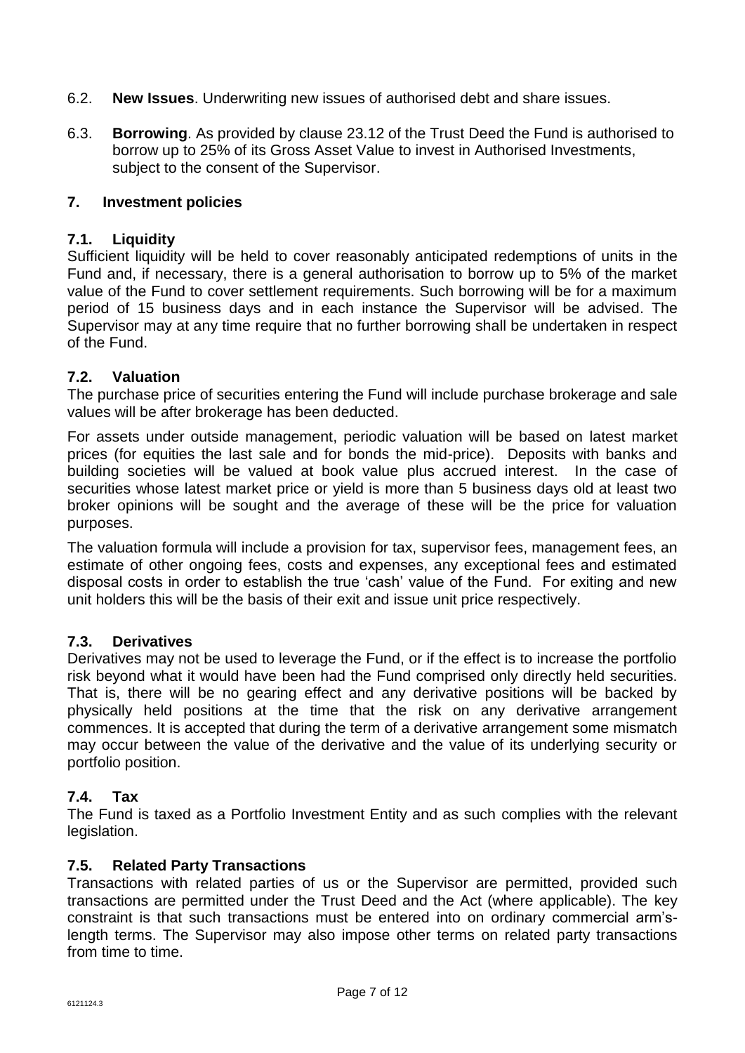6.2. **New Issues**. Underwriting new issues of authorised debt and share issues.

6.3. **Borrowing**. As provided by clause 23.12 of the Trust Deed the Fund is authorised to borrow up to 25% of its Gross Asset Value to invest in Authorised Investments, subject to the consent of the Supervisor.

## 7. Investment policies

### 7.1. Liquidity

Sufficient liquidity will be held to cover reasonably anticipated redemptions of units in the Fund and, if necessary, there is a general authorisation to borrow up to 5% of the market value of the Fund to cover settlement requirements. Such borrowing will be for a maximum period of 15 business days and in each instance the Supervisor will be advised. The Supervisor may at any time require that no further borrowing shall be undertaken in respect of the Fund.

### 7.2. Valuation

The purchase price of securities entering the Fund will include purchase brokerage and sale values will be after brokerage has been deducted.

For assets under outside management, periodic valuation will be based on latest market prices (for equities the last sale and for bonds the mid-price). Deposits with banks and building societies will be valued at book value plus accrued interest. In the case of securities whose latest market price or yield is more than 5 business days old at least two broker opinions will be sought and the average of these will be the price for valuation purposes.

The valuation formula will include a provision for tax, supervisor fees, management fees, an estimate of other ongoing fees, costs and expenses, any exceptional fees and estimated disposal costs in order to establish the true 'cash' value of the Fund. For exiting and new unit holders this will be the basis of their exit and issue unit price respectively.

### 7.3. Derivatives

Derivatives may not be used to leverage the Fund, or if the effect is to increase the portfolio risk beyond what it would have been had the Fund comprised only directly held securities. That is, there will be no gearing effect and any derivative positions will be backed by physically held positions at the time that the risk on any derivative arrangement commences. It is accepted that during the term of a derivative arrangement some mismatch may occur between the value of the derivative and the value of its underlying security or portfolio position.

### 7.4. Tax

The Fund is taxed as a Portfolio Investment Entity and as such complies with the relevant legislation.

### 7.5. Related Party Transactions

Transactions with related parties of us or the Supervisor are permitted, provided such transactions are permitted under the Trust Deed and the Act (where applicable). The key constraint is that such transactions must be entered into on ordinary commercial arm's-length terms. The Supervisor may also impose other terms on related party transactions from time to time.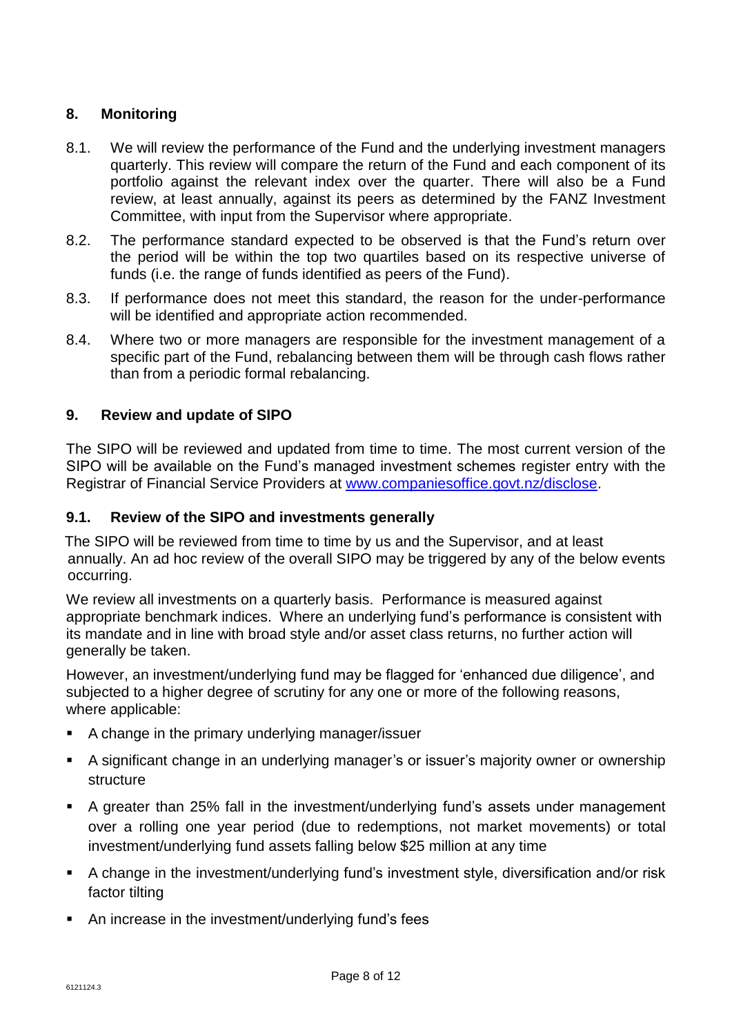## 8. Monitoring

8.1. We will review the performance of the Fund and the underlying investment managers quarterly. This review will compare the return of the Fund and each component of its portfolio against the relevant index over the quarter. There will also be a Fund review, at least annually, against its peers as determined by the FANZ Investment Committee, with input from the Supervisor where appropriate.

8.2. The performance standard expected to be observed is that the Fund's return over the period will be within the top two quartiles based on its respective universe of funds (i.e. the range of funds identified as peers of the Fund).

8.3. If performance does not meet this standard, the reason for the under-performance will be identified and appropriate action recommended.

8.4. Where two or more managers are responsible for the investment management of a specific part of the Fund, rebalancing between them will be through cash flows rather than from a periodic formal rebalancing.

## 9. Review and update of SIPO

The SIPO will be reviewed and updated from time to time. The most current version of the SIPO will be available on the Fund's managed investment schemes register entry with the Registrar of Financial Service Providers at www.companiesoffice.govt.nz/disclose.

### 9.1. Review of the SIPO and investments generally

The SIPO will be reviewed from time to time by us and the Supervisor, and at least annually. An ad hoc review of the overall SIPO may be triggered by any of the below events occurring.

We review all investments on a quarterly basis. Performance is measured against appropriate benchmark indices. Where an underlying fund's performance is consistent with its mandate and in line with broad style and/or asset class returns, no further action will generally be taken.

However, an investment/underlying fund may be flagged for 'enhanced due diligence', and subjected to a higher degree of scrutiny for any one or more of the following reasons, where applicable:

- A change in the primary underlying manager/issuer
- A significant change in an underlying manager's or issuer's majority owner or ownership structure
- A greater than 25% fall in the investment/underlying fund's assets under management over a rolling one year period (due to redemptions, not market movements) or total investment/underlying fund assets falling below $25 million at any time
- A change in the investment/underlying fund's investment style, diversification and/or risk factor tilting
- An increase in the investment/underlying fund's fees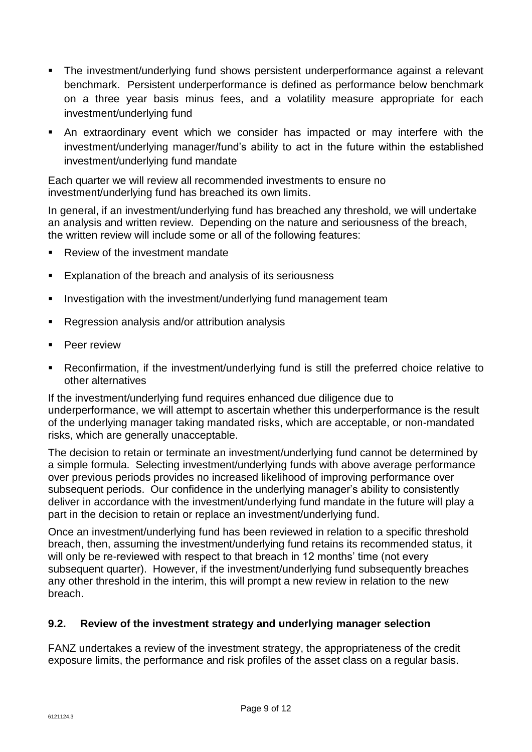- The investment/underlying fund shows persistent underperformance against a relevant benchmark. Persistent underperformance is defined as performance below benchmark on a three year basis minus fees, and a volatility measure appropriate for each investment/underlying fund
- An extraordinary event which we consider has impacted or may interfere with the investment/underlying manager/fund's ability to act in the future within the established investment/underlying fund mandate

Each quarter we will review all recommended investments to ensure no investment/underlying fund has breached its own limits.

In general, if an investment/underlying fund has breached any threshold, we will undertake an analysis and written review. Depending on the nature and seriousness of the breach, the written review will include some or all of the following features:

- Review of the investment mandate
- Explanation of the breach and analysis of its seriousness
- Investigation with the investment/underlying fund management team
- Regression analysis and/or attribution analysis
- Peer review
- Reconfirmation, if the investment/underlying fund is still the preferred choice relative to other alternatives

If the investment/underlying fund requires enhanced due diligence due to underperformance, we will attempt to ascertain whether this underperformance is the result of the underlying manager taking mandated risks, which are acceptable, or non-mandated risks, which are generally unacceptable.

The decision to retain or terminate an investment/underlying fund cannot be determined by a simple formula. Selecting investment/underlying funds with above average performance over previous periods provides no increased likelihood of improving performance over subsequent periods. Our confidence in the underlying manager's ability to consistently deliver in accordance with the investment/underlying fund mandate in the future will play a part in the decision to retain or replace an investment/underlying fund.

Once an investment/underlying fund has been reviewed in relation to a specific threshold breach, then, assuming the investment/underlying fund retains its recommended status, it will only be re-reviewed with respect to that breach in 12 months' time (not every subsequent quarter). However, if the investment/underlying fund subsequently breaches any other threshold in the interim, this will prompt a new review in relation to the new breach.

### 9.2. Review of the investment strategy and underlying manager selection

FANZ undertakes a review of the investment strategy, the appropriateness of the credit exposure limits, the performance and risk profiles of the asset class on a regular basis.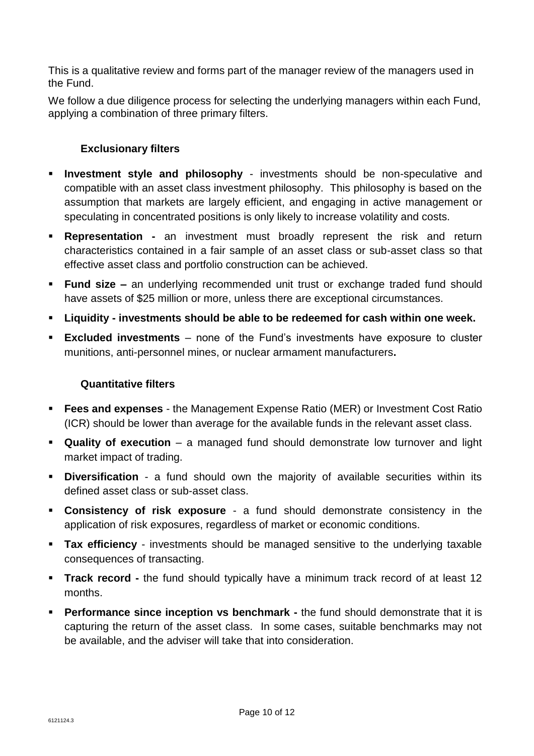This is a qualitative review and forms part of the manager review of the managers used in the Fund.

We follow a due diligence process for selecting the underlying managers within each Fund, applying a combination of three primary filters.

### Exclusionary filters

- **Investment style and philosophy** - investments should be non-speculative and compatible with an asset class investment philosophy. This philosophy is based on the assumption that markets are largely efficient, and engaging in active management or speculating in concentrated positions is only likely to increase volatility and costs.
- **Representation -** an investment must broadly represent the risk and return characteristics contained in a fair sample of an asset class or sub-asset class so that effective asset class and portfolio construction can be achieved.
- **Fund size –** an underlying recommended unit trust or exchange traded fund should have assets of $25 million or more, unless there are exceptional circumstances.
- **Liquidity - investments should be able to be redeemed for cash within one week.**
- **Excluded investments** – none of the Fund's investments have exposure to cluster munitions, anti-personnel mines, or nuclear armament manufacturers**.**

### Quantitative filters

- **Fees and expenses** - the Management Expense Ratio (MER) or Investment Cost Ratio (ICR) should be lower than average for the available funds in the relevant asset class.
- **Quality of execution** – a managed fund should demonstrate low turnover and light market impact of trading.
- **Diversification** - a fund should own the majority of available securities within its defined asset class or sub-asset class.
- **Consistency of risk exposure** - a fund should demonstrate consistency in the application of risk exposures, regardless of market or economic conditions.
- **Tax efficiency** - investments should be managed sensitive to the underlying taxable consequences of transacting.
- **Track record -** the fund should typically have a minimum track record of at least 12 months.
- **Performance since inception vs benchmark -** the fund should demonstrate that it is capturing the return of the asset class. In some cases, suitable benchmarks may not be available, and the adviser will take that into consideration.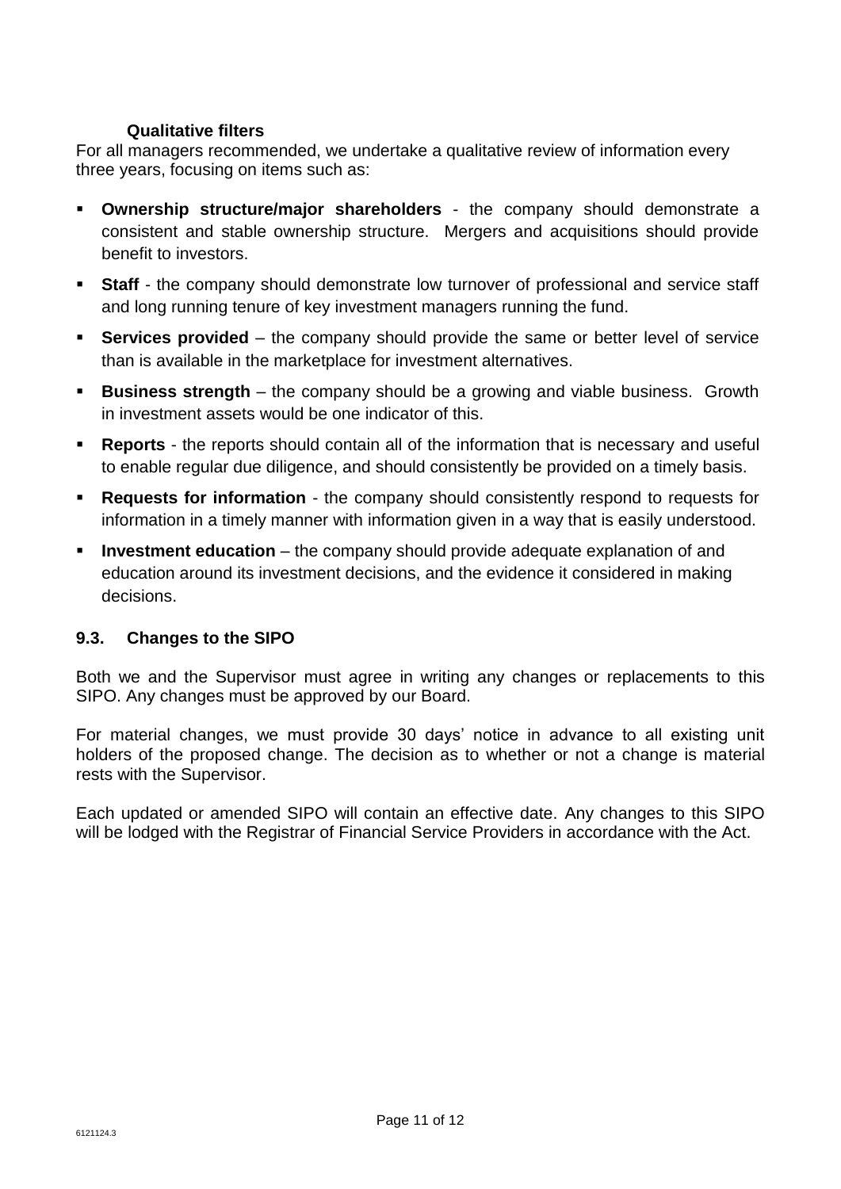#### Qualitative filters

For all managers recommended, we undertake a qualitative review of information every three years, focusing on items such as:

- **Ownership structure/major shareholders** - the company should demonstrate a consistent and stable ownership structure. Mergers and acquisitions should provide benefit to investors.
- **Staff** - the company should demonstrate low turnover of professional and service staff and long running tenure of key investment managers running the fund.
- **Services provided** – the company should provide the same or better level of service than is available in the marketplace for investment alternatives.
- **Business strength** – the company should be a growing and viable business. Growth in investment assets would be one indicator of this.
- **Reports** - the reports should contain all of the information that is necessary and useful to enable regular due diligence, and should consistently be provided on a timely basis.
- **Requests for information** - the company should consistently respond to requests for information in a timely manner with information given in a way that is easily understood.
- **Investment education** – the company should provide adequate explanation of and education around its investment decisions, and the evidence it considered in making decisions.

### 9.3. Changes to the SIPO

Both we and the Supervisor must agree in writing any changes or replacements to this SIPO. Any changes must be approved by our Board.

For material changes, we must provide 30 days' notice in advance to all existing unit holders of the proposed change. The decision as to whether or not a change is material rests with the Supervisor.

Each updated or amended SIPO will contain an effective date. Any changes to this SIPO will be lodged with the Registrar of Financial Service Providers in accordance with the Act.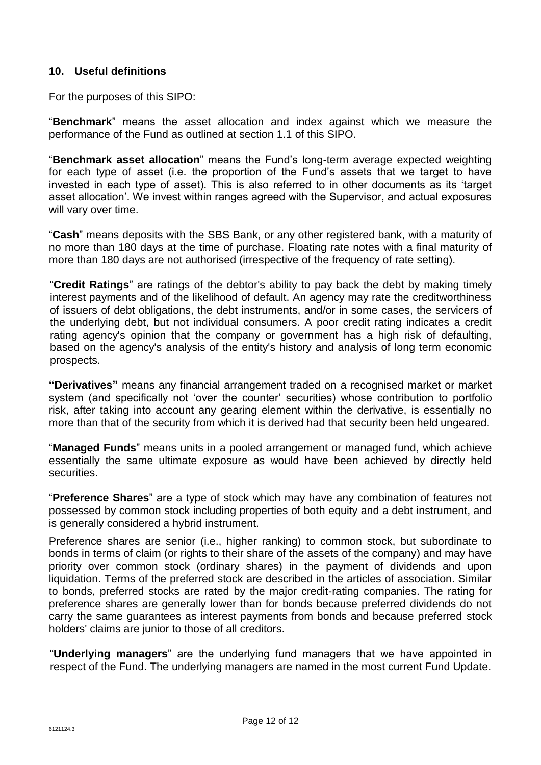## 10. Useful definitions

For the purposes of this SIPO:

"**Benchmark**" means the asset allocation and index against which we measure the performance of the Fund as outlined at section 1.1 of this SIPO.

"**Benchmark asset allocation**" means the Fund's long-term average expected weighting for each type of asset (i.e. the proportion of the Fund's assets that we target to have invested in each type of asset). This is also referred to in other documents as its 'target asset allocation'. We invest within ranges agreed with the Supervisor, and actual exposures will vary over time.

"**Cash**" means deposits with the SBS Bank, or any other registered bank, with a maturity of no more than 180 days at the time of purchase. Floating rate notes with a final maturity of more than 180 days are not authorised (irrespective of the frequency of rate setting).

"**Credit Ratings**" are ratings of the debtor's ability to pay back the debt by making timely interest payments and of the likelihood of default. An agency may rate the creditworthiness of issuers of debt obligations, the debt instruments, and/or in some cases, the servicers of the underlying debt, but not individual consumers. A poor credit rating indicates a credit rating agency's opinion that the company or government has a high risk of defaulting, based on the agency's analysis of the entity's history and analysis of long term economic prospects.

**"Derivatives"** means any financial arrangement traded on a recognised market or market system (and specifically not 'over the counter' securities) whose contribution to portfolio risk, after taking into account any gearing element within the derivative, is essentially no more than that of the security from which it is derived had that security been held ungeared.

"**Managed Funds**" means units in a pooled arrangement or managed fund, which achieve essentially the same ultimate exposure as would have been achieved by directly held securities.

"**Preference Shares**" are a type of stock which may have any combination of features not possessed by common stock including properties of both equity and a debt instrument, and is generally considered a hybrid instrument.

Preference shares are senior (i.e., higher ranking) to common stock, but subordinate to bonds in terms of claim (or rights to their share of the assets of the company) and may have priority over common stock (ordinary shares) in the payment of dividends and upon liquidation. Terms of the preferred stock are described in the articles of association. Similar to bonds, preferred stocks are rated by the major credit-rating companies. The rating for preference shares are generally lower than for bonds because preferred dividends do not carry the same guarantees as interest payments from bonds and because preferred stock holders' claims are junior to those of all creditors.

"**Underlying managers**" are the underlying fund managers that we have appointed in respect of the Fund. The underlying managers are named in the most current Fund Update.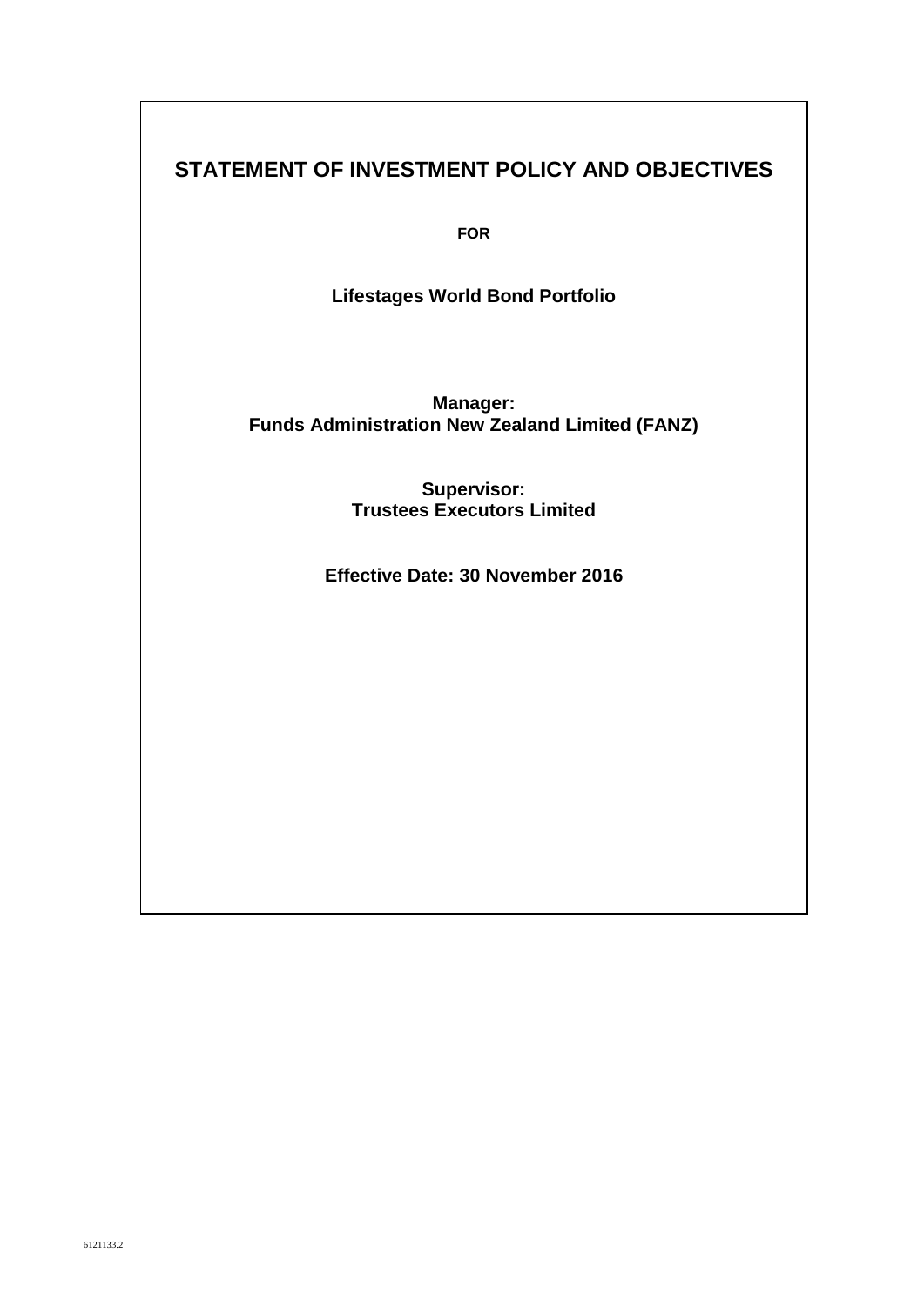# STATEMENT OF INVESTMENT POLICY AND OBJECTIVES

**FOR**

**Lifestages World Bond Portfolio**

**Manager:**
**Funds Administration New Zealand Limited (FANZ)**

**Supervisor:**
**Trustees Executors Limited**

**Effective Date: 30 November 2016**

6121133.2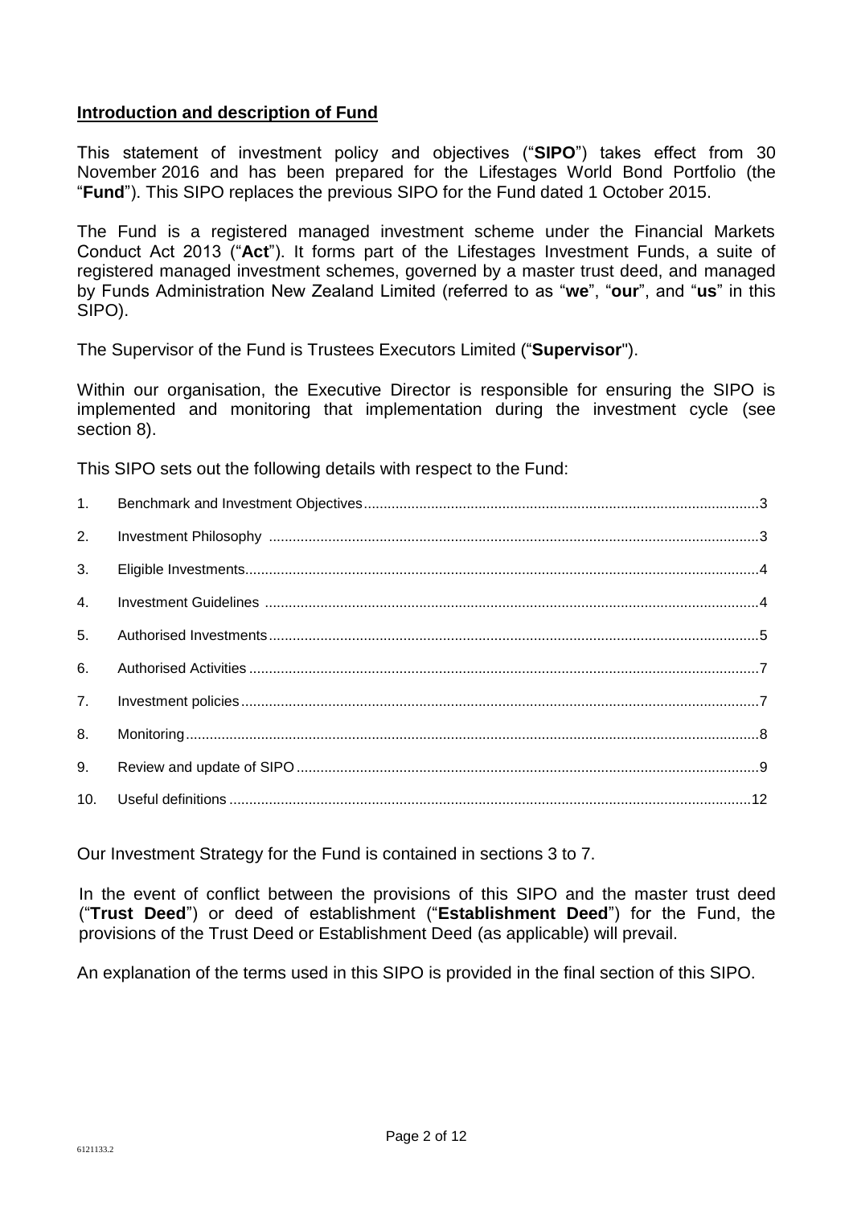## **Introduction and description of Fund**

This statement of investment policy and objectives ("**SIPO**") takes effect from 30 November 2016 and has been prepared for the Lifestages World Bond Portfolio (the "**Fund**"). This SIPO replaces the previous SIPO for the Fund dated 1 October 2015.

The Fund is a registered managed investment scheme under the Financial Markets Conduct Act 2013 ("**Act**"). It forms part of the Lifestages Investment Funds, a suite of registered managed investment schemes, governed by a master trust deed, and managed by Funds Administration New Zealand Limited (referred to as "**we**", "**our**", and "**us**" in this SIPO).

The Supervisor of the Fund is Trustees Executors Limited ("**Supervisor**").

Within our organisation, the Executive Director is responsible for ensuring the SIPO is implemented and monitoring that implementation during the investment cycle (see section 8).

This SIPO sets out the following details with respect to the Fund:

1. Benchmark and Investment Objectives ..... 3
2. Investment Philosophy ..... 3
3. Eligible Investments ..... 4
4. Investment Guidelines ..... 4
5. Authorised Investments ..... 5
6. Authorised Activities ..... 7
7. Investment policies ..... 7
8. Monitoring ..... 8
9. Review and update of SIPO ..... 9
10. Useful definitions ..... 12

Our Investment Strategy for the Fund is contained in sections 3 to 7.

In the event of conflict between the provisions of this SIPO and the master trust deed ("**Trust Deed**") or deed of establishment ("**Establishment Deed**") for the Fund, the provisions of the Trust Deed or Establishment Deed (as applicable) will prevail.

An explanation of the terms used in this SIPO is provided in the final section of this SIPO.

6121133.2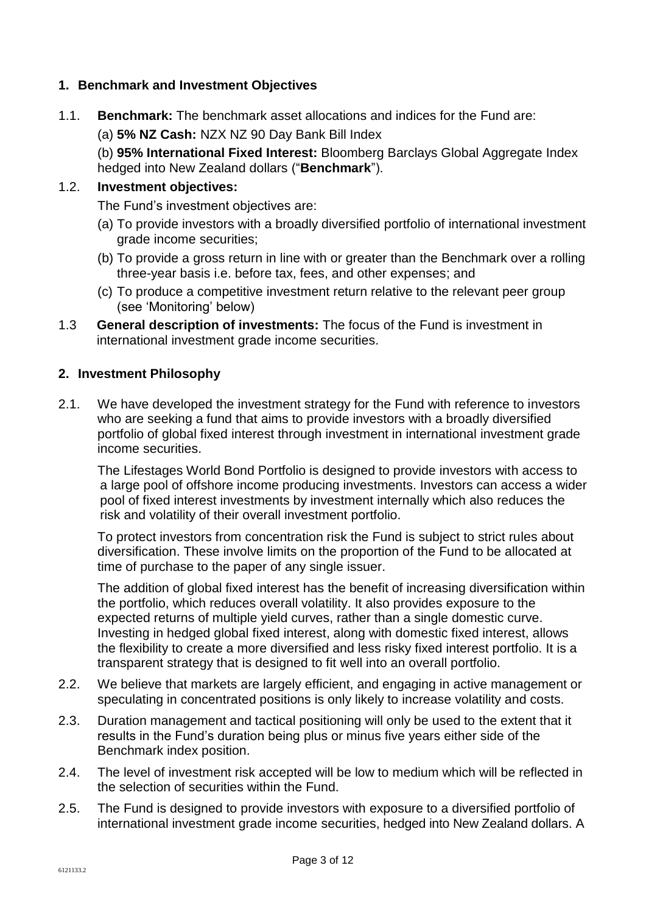## 1. Benchmark and Investment Objectives

1.1. **Benchmark:** The benchmark asset allocations and indices for the Fund are:

(a) **5% NZ Cash:** NZX NZ 90 Day Bank Bill Index

(b) **95% International Fixed Interest:** Bloomberg Barclays Global Aggregate Index hedged into New Zealand dollars ("**Benchmark**").

1.2. **Investment objectives:**

The Fund's investment objectives are:

(a) To provide investors with a broadly diversified portfolio of international investment grade income securities;

(b) To provide a gross return in line with or greater than the Benchmark over a rolling three-year basis i.e. before tax, fees, and other expenses; and

(c) To produce a competitive investment return relative to the relevant peer group (see 'Monitoring' below)

1.3 **General description of investments:** The focus of the Fund is investment in international investment grade income securities.

## 2. Investment Philosophy

2.1. We have developed the investment strategy for the Fund with reference to investors who are seeking a fund that aims to provide investors with a broadly diversified portfolio of global fixed interest through investment in international investment grade income securities.

The Lifestages World Bond Portfolio is designed to provide investors with access to a large pool of offshore income producing investments. Investors can access a wider pool of fixed interest investments by investment internally which also reduces the risk and volatility of their overall investment portfolio.

To protect investors from concentration risk the Fund is subject to strict rules about diversification. These involve limits on the proportion of the Fund to be allocated at time of purchase to the paper of any single issuer.

The addition of global fixed interest has the benefit of increasing diversification within the portfolio, which reduces overall volatility. It also provides exposure to the expected returns of multiple yield curves, rather than a single domestic curve. Investing in hedged global fixed interest, along with domestic fixed interest, allows the flexibility to create a more diversified and less risky fixed interest portfolio. It is a transparent strategy that is designed to fit well into an overall portfolio.

2.2. We believe that markets are largely efficient, and engaging in active management or speculating in concentrated positions is only likely to increase volatility and costs.

2.3. Duration management and tactical positioning will only be used to the extent that it results in the Fund's duration being plus or minus five years either side of the Benchmark index position.

2.4. The level of investment risk accepted will be low to medium which will be reflected in the selection of securities within the Fund.

2.5. The Fund is designed to provide investors with exposure to a diversified portfolio of international investment grade income securities, hedged into New Zealand dollars. A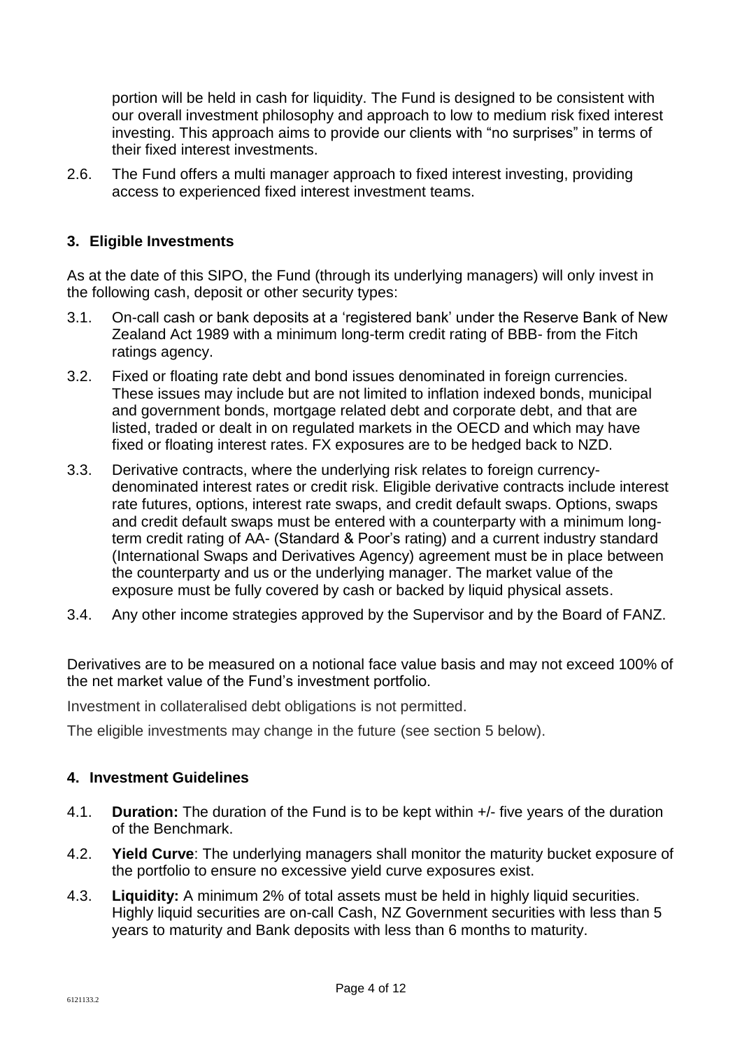portion will be held in cash for liquidity. The Fund is designed to be consistent with our overall investment philosophy and approach to low to medium risk fixed interest investing. This approach aims to provide our clients with "no surprises" in terms of their fixed interest investments.

2.6. The Fund offers a multi manager approach to fixed interest investing, providing access to experienced fixed interest investment teams.

## 3. Eligible Investments

As at the date of this SIPO, the Fund (through its underlying managers) will only invest in the following cash, deposit or other security types:

3.1. On-call cash or bank deposits at a 'registered bank' under the Reserve Bank of New Zealand Act 1989 with a minimum long-term credit rating of BBB- from the Fitch ratings agency.

3.2. Fixed or floating rate debt and bond issues denominated in foreign currencies. These issues may include but are not limited to inflation indexed bonds, municipal and government bonds, mortgage related debt and corporate debt, and that are listed, traded or dealt in on regulated markets in the OECD and which may have fixed or floating interest rates. FX exposures are to be hedged back to NZD.

3.3. Derivative contracts, where the underlying risk relates to foreign currency-denominated interest rates or credit risk. Eligible derivative contracts include interest rate futures, options, interest rate swaps, and credit default swaps. Options, swaps and credit default swaps must be entered with a counterparty with a minimum long-term credit rating of AA- (Standard & Poor's rating) and a current industry standard (International Swaps and Derivatives Agency) agreement must be in place between the counterparty and us or the underlying manager. The market value of the exposure must be fully covered by cash or backed by liquid physical assets.

3.4. Any other income strategies approved by the Supervisor and by the Board of FANZ.

Derivatives are to be measured on a notional face value basis and may not exceed 100% of the net market value of the Fund's investment portfolio.

Investment in collateralised debt obligations is not permitted.

The eligible investments may change in the future (see section 5 below).

## 4. Investment Guidelines

4.1. **Duration:** The duration of the Fund is to be kept within +/- five years of the duration of the Benchmark.

4.2. **Yield Curve**: The underlying managers shall monitor the maturity bucket exposure of the portfolio to ensure no excessive yield curve exposures exist.

4.3. **Liquidity:** A minimum 2% of total assets must be held in highly liquid securities. Highly liquid securities are on-call Cash, NZ Government securities with less than 5 years to maturity and Bank deposits with less than 6 months to maturity.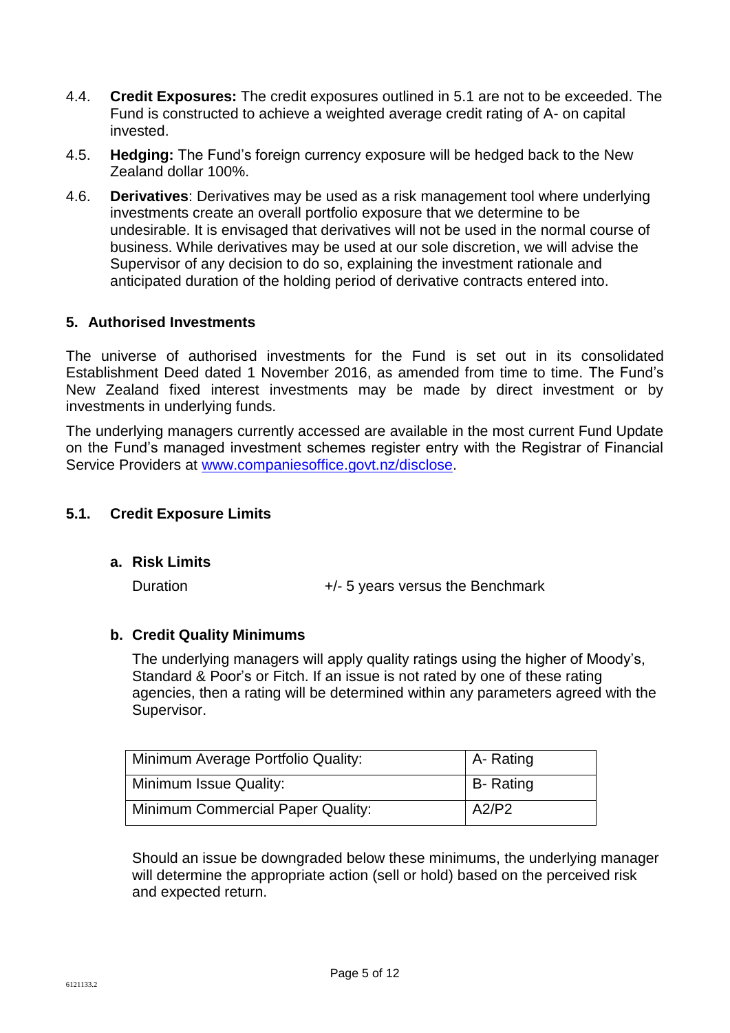4.4. **Credit Exposures:** The credit exposures outlined in 5.1 are not to be exceeded. The Fund is constructed to achieve a weighted average credit rating of A- on capital invested.

4.5. **Hedging:** The Fund's foreign currency exposure will be hedged back to the New Zealand dollar 100%.

4.6. **Derivatives**: Derivatives may be used as a risk management tool where underlying investments create an overall portfolio exposure that we determine to be undesirable. It is envisaged that derivatives will not be used in the normal course of business. While derivatives may be used at our sole discretion, we will advise the Supervisor of any decision to do so, explaining the investment rationale and anticipated duration of the holding period of derivative contracts entered into.

## 5. Authorised Investments

The universe of authorised investments for the Fund is set out in its consolidated Establishment Deed dated 1 November 2016, as amended from time to time. The Fund's New Zealand fixed interest investments may be made by direct investment or by investments in underlying funds.

The underlying managers currently accessed are available in the most current Fund Update on the Fund's managed investment schemes register entry with the Registrar of Financial Service Providers at www.companiesoffice.govt.nz/disclose.

### 5.1. Credit Exposure Limits

#### a. Risk Limits

Duration +/- 5 years versus the Benchmark

#### b. Credit Quality Minimums

The underlying managers will apply quality ratings using the higher of Moody's, Standard & Poor's or Fitch. If an issue is not rated by one of these rating agencies, then a rating will be determined within any parameters agreed with the Supervisor.

| Minimum Average Portfolio Quality: | A- Rating |
|---|---|
| Minimum Issue Quality: | B- Rating |
| Minimum Commercial Paper Quality: | A2/P2 |

Should an issue be downgraded below these minimums, the underlying manager will determine the appropriate action (sell or hold) based on the perceived risk and expected return.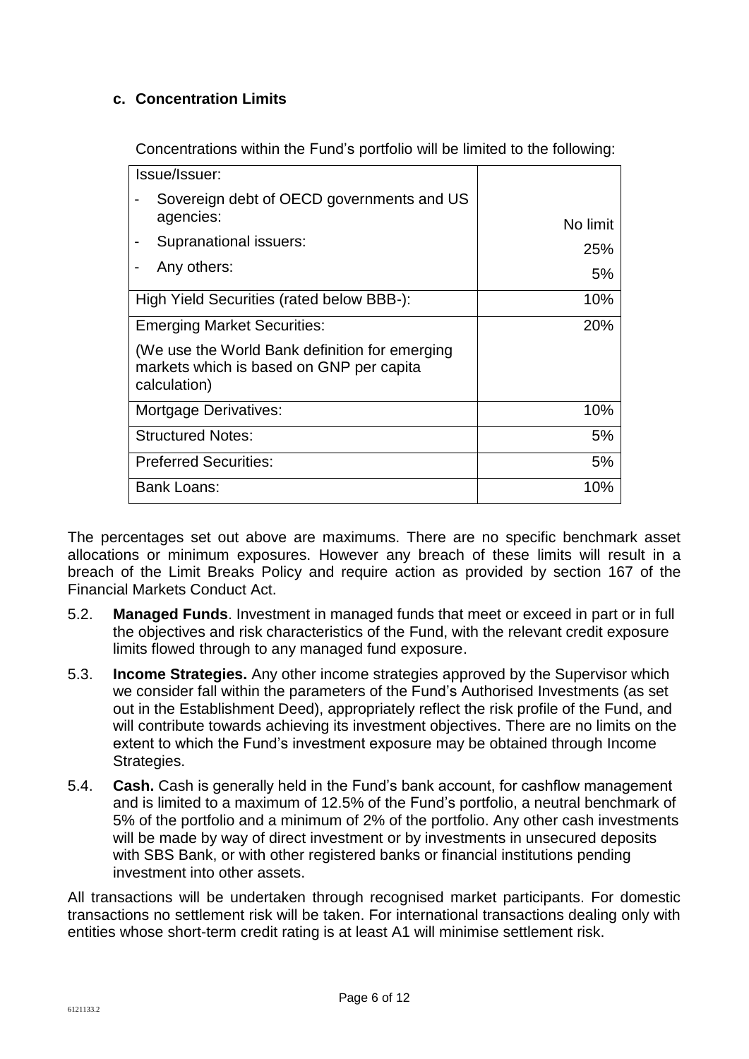### c. Concentration Limits

Concentrations within the Fund's portfolio will be limited to the following:

| Issue/Issuer: | |
|---|---|
| - Sovereign debt of OECD governments and US agencies: | No limit |
| - Supranational issuers: | 25% |
| - Any others: | 5% |
| High Yield Securities (rated below BBB-): | 10% |
| Emerging Market Securities: (We use the World Bank definition for emerging markets which is based on GNP per capita calculation) | 20% |
| Mortgage Derivatives: | 10% |
| Structured Notes: | 5% |
| Preferred Securities: | 5% |
| Bank Loans: | 10% |

The percentages set out above are maximums. There are no specific benchmark asset allocations or minimum exposures. However any breach of these limits will result in a breach of the Limit Breaks Policy and require action as provided by section 167 of the Financial Markets Conduct Act.

5.2. **Managed Funds**. Investment in managed funds that meet or exceed in part or in full the objectives and risk characteristics of the Fund, with the relevant credit exposure limits flowed through to any managed fund exposure.

5.3. **Income Strategies.** Any other income strategies approved by the Supervisor which we consider fall within the parameters of the Fund's Authorised Investments (as set out in the Establishment Deed), appropriately reflect the risk profile of the Fund, and will contribute towards achieving its investment objectives. There are no limits on the extent to which the Fund's investment exposure may be obtained through Income Strategies.

5.4. **Cash.** Cash is generally held in the Fund's bank account, for cashflow management and is limited to a maximum of 12.5% of the Fund's portfolio, a neutral benchmark of 5% of the portfolio and a minimum of 2% of the portfolio. Any other cash investments will be made by way of direct investment or by investments in unsecured deposits with SBS Bank, or with other registered banks or financial institutions pending investment into other assets.

All transactions will be undertaken through recognised market participants. For domestic transactions no settlement risk will be taken. For international transactions dealing only with entities whose short-term credit rating is at least A1 will minimise settlement risk.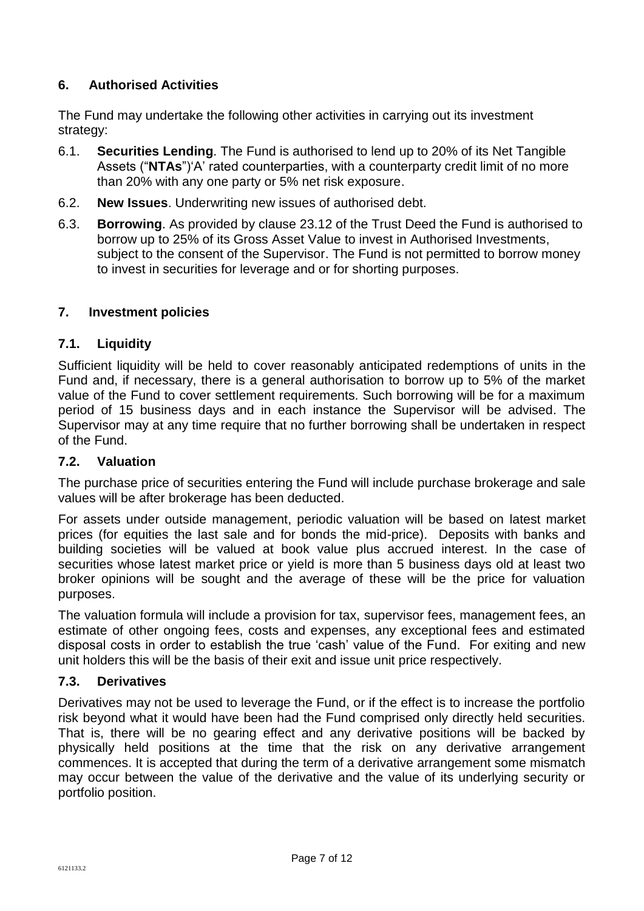## 6. Authorised Activities

The Fund may undertake the following other activities in carrying out its investment strategy:

6.1. **Securities Lending**. The Fund is authorised to lend up to 20% of its Net Tangible Assets ("**NTAs**")'A' rated counterparties, with a counterparty credit limit of no more than 20% with any one party or 5% net risk exposure.

6.2. **New Issues**. Underwriting new issues of authorised debt.

6.3. **Borrowing**. As provided by clause 23.12 of the Trust Deed the Fund is authorised to borrow up to 25% of its Gross Asset Value to invest in Authorised Investments, subject to the consent of the Supervisor. The Fund is not permitted to borrow money to invest in securities for leverage and or for shorting purposes.

## 7. Investment policies

### 7.1. Liquidity

Sufficient liquidity will be held to cover reasonably anticipated redemptions of units in the Fund and, if necessary, there is a general authorisation to borrow up to 5% of the market value of the Fund to cover settlement requirements. Such borrowing will be for a maximum period of 15 business days and in each instance the Supervisor will be advised. The Supervisor may at any time require that no further borrowing shall be undertaken in respect of the Fund.

### 7.2. Valuation

The purchase price of securities entering the Fund will include purchase brokerage and sale values will be after brokerage has been deducted.

For assets under outside management, periodic valuation will be based on latest market prices (for equities the last sale and for bonds the mid-price). Deposits with banks and building societies will be valued at book value plus accrued interest. In the case of securities whose latest market price or yield is more than 5 business days old at least two broker opinions will be sought and the average of these will be the price for valuation purposes.

The valuation formula will include a provision for tax, supervisor fees, management fees, an estimate of other ongoing fees, costs and expenses, any exceptional fees and estimated disposal costs in order to establish the true 'cash' value of the Fund. For exiting and new unit holders this will be the basis of their exit and issue unit price respectively.

### 7.3. Derivatives

Derivatives may not be used to leverage the Fund, or if the effect is to increase the portfolio risk beyond what it would have been had the Fund comprised only directly held securities. That is, there will be no gearing effect and any derivative positions will be backed by physically held positions at the time that the risk on any derivative arrangement commences. It is accepted that during the term of a derivative arrangement some mismatch may occur between the value of the derivative and the value of its underlying security or portfolio position.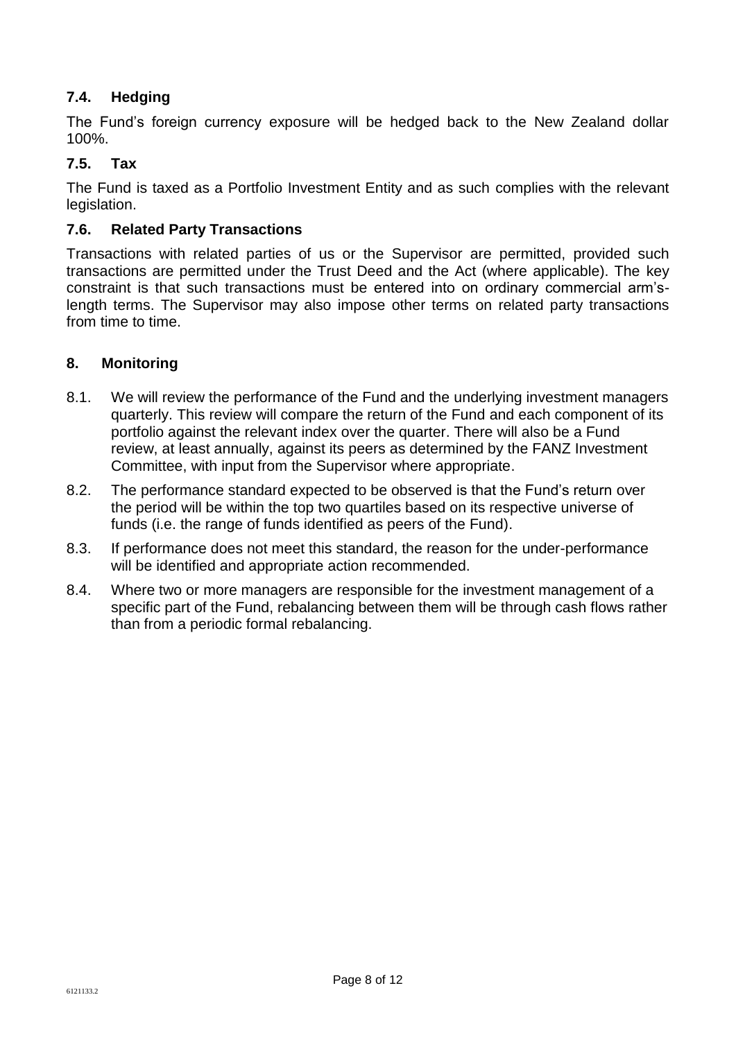### 7.4. Hedging

The Fund's foreign currency exposure will be hedged back to the New Zealand dollar 100%.

### 7.5. Tax

The Fund is taxed as a Portfolio Investment Entity and as such complies with the relevant legislation.

### 7.6. Related Party Transactions

Transactions with related parties of us or the Supervisor are permitted, provided such transactions are permitted under the Trust Deed and the Act (where applicable). The key constraint is that such transactions must be entered into on ordinary commercial arm's-length terms. The Supervisor may also impose other terms on related party transactions from time to time.

## 8. Monitoring

8.1. We will review the performance of the Fund and the underlying investment managers quarterly. This review will compare the return of the Fund and each component of its portfolio against the relevant index over the quarter. There will also be a Fund review, at least annually, against its peers as determined by the FANZ Investment Committee, with input from the Supervisor where appropriate.

8.2. The performance standard expected to be observed is that the Fund's return over the period will be within the top two quartiles based on its respective universe of funds (i.e. the range of funds identified as peers of the Fund).

8.3. If performance does not meet this standard, the reason for the under-performance will be identified and appropriate action recommended.

8.4. Where two or more managers are responsible for the investment management of a specific part of the Fund, rebalancing between them will be through cash flows rather than from a periodic formal rebalancing.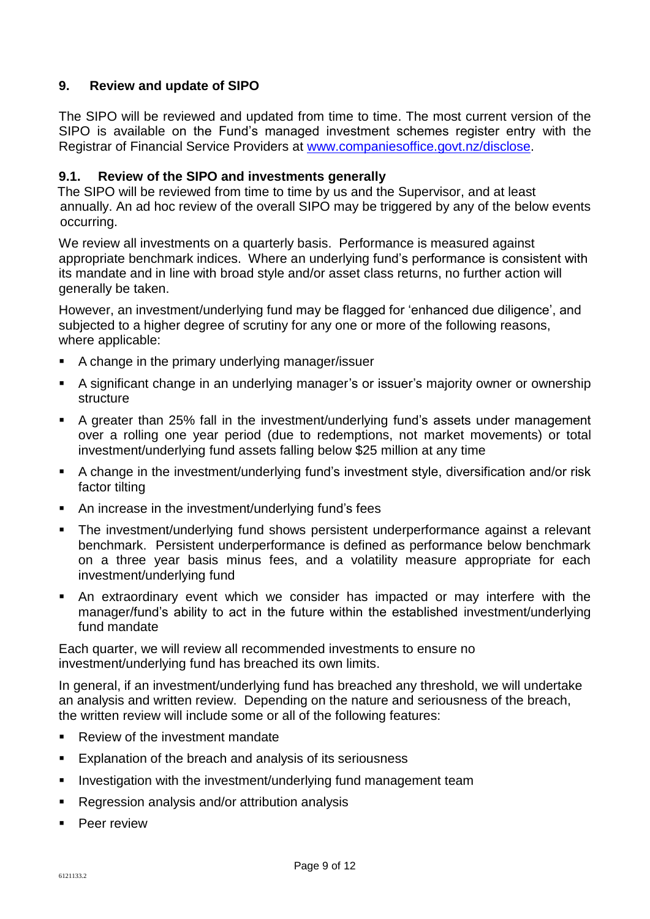## 9. Review and update of SIPO

The SIPO will be reviewed and updated from time to time. The most current version of the SIPO is available on the Fund's managed investment schemes register entry with the Registrar of Financial Service Providers at [www.companiesoffice.govt.nz/disclose](www.companiesoffice.govt.nz/disclose).

### 9.1. Review of the SIPO and investments generally

The SIPO will be reviewed from time to time by us and the Supervisor, and at least annually. An ad hoc review of the overall SIPO may be triggered by any of the below events occurring.

We review all investments on a quarterly basis. Performance is measured against appropriate benchmark indices. Where an underlying fund's performance is consistent with its mandate and in line with broad style and/or asset class returns, no further action will generally be taken.

However, an investment/underlying fund may be flagged for 'enhanced due diligence', and subjected to a higher degree of scrutiny for any one or more of the following reasons, where applicable:

- A change in the primary underlying manager/issuer
- A significant change in an underlying manager's or issuer's majority owner or ownership structure
- A greater than 25% fall in the investment/underlying fund's assets under management over a rolling one year period (due to redemptions, not market movements) or total investment/underlying fund assets falling below $25 million at any time
- A change in the investment/underlying fund's investment style, diversification and/or risk factor tilting
- An increase in the investment/underlying fund's fees
- The investment/underlying fund shows persistent underperformance against a relevant benchmark. Persistent underperformance is defined as performance below benchmark on a three year basis minus fees, and a volatility measure appropriate for each investment/underlying fund
- An extraordinary event which we consider has impacted or may interfere with the manager/fund's ability to act in the future within the established investment/underlying fund mandate

Each quarter, we will review all recommended investments to ensure no investment/underlying fund has breached its own limits.

In general, if an investment/underlying fund has breached any threshold, we will undertake an analysis and written review. Depending on the nature and seriousness of the breach, the written review will include some or all of the following features:

- Review of the investment mandate
- Explanation of the breach and analysis of its seriousness
- Investigation with the investment/underlying fund management team
- Regression analysis and/or attribution analysis
- Peer review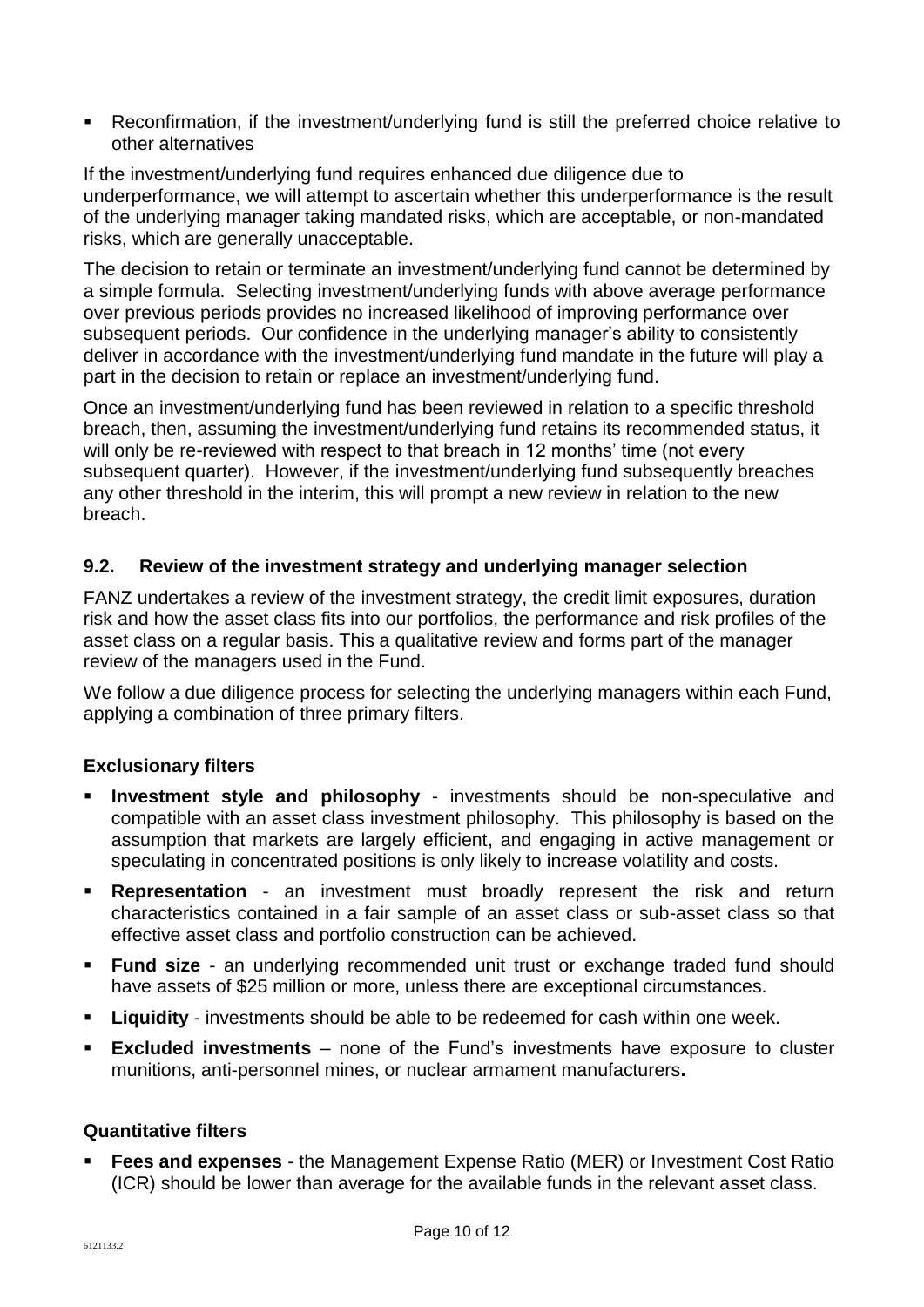- Reconfirmation, if the investment/underlying fund is still the preferred choice relative to other alternatives

If the investment/underlying fund requires enhanced due diligence due to underperformance, we will attempt to ascertain whether this underperformance is the result of the underlying manager taking mandated risks, which are acceptable, or non-mandated risks, which are generally unacceptable.

The decision to retain or terminate an investment/underlying fund cannot be determined by a simple formula. Selecting investment/underlying funds with above average performance over previous periods provides no increased likelihood of improving performance over subsequent periods. Our confidence in the underlying manager's ability to consistently deliver in accordance with the investment/underlying fund mandate in the future will play a part in the decision to retain or replace an investment/underlying fund.

Once an investment/underlying fund has been reviewed in relation to a specific threshold breach, then, assuming the investment/underlying fund retains its recommended status, it will only be re-reviewed with respect to that breach in 12 months' time (not every subsequent quarter). However, if the investment/underlying fund subsequently breaches any other threshold in the interim, this will prompt a new review in relation to the new breach.

## 9.2. Review of the investment strategy and underlying manager selection

FANZ undertakes a review of the investment strategy, the credit limit exposures, duration risk and how the asset class fits into our portfolios, the performance and risk profiles of the asset class on a regular basis. This a qualitative review and forms part of the manager review of the managers used in the Fund.

We follow a due diligence process for selecting the underlying managers within each Fund, applying a combination of three primary filters.

### Exclusionary filters

- **Investment style and philosophy** - investments should be non-speculative and compatible with an asset class investment philosophy. This philosophy is based on the assumption that markets are largely efficient, and engaging in active management or speculating in concentrated positions is only likely to increase volatility and costs.
- **Representation** - an investment must broadly represent the risk and return characteristics contained in a fair sample of an asset class or sub-asset class so that effective asset class and portfolio construction can be achieved.
- **Fund size** - an underlying recommended unit trust or exchange traded fund should have assets of $25 million or more, unless there are exceptional circumstances.
- **Liquidity** - investments should be able to be redeemed for cash within one week.
- **Excluded investments** – none of the Fund's investments have exposure to cluster munitions, anti-personnel mines, or nuclear armament manufacturers**.**

### Quantitative filters

- **Fees and expenses** - the Management Expense Ratio (MER) or Investment Cost Ratio (ICR) should be lower than average for the available funds in the relevant asset class.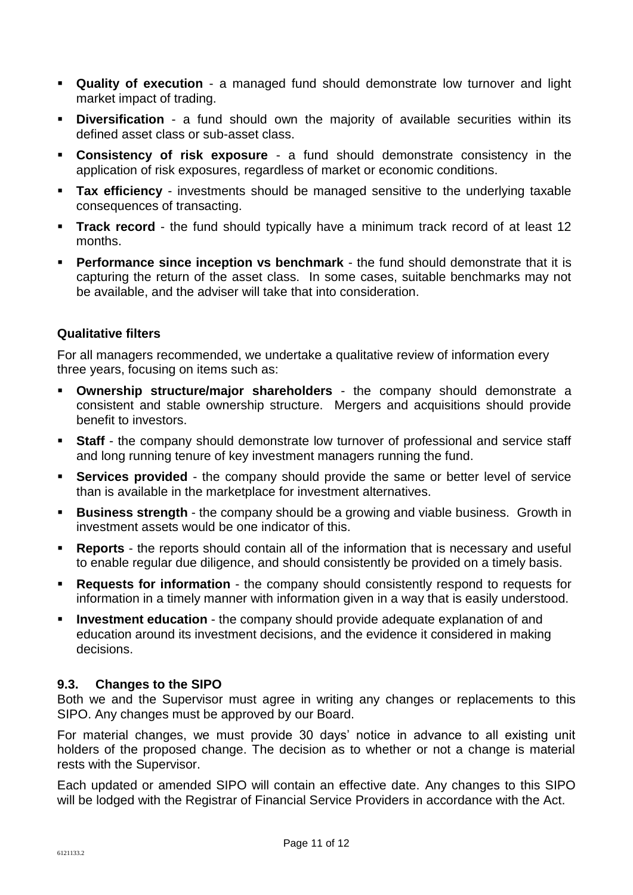- **Quality of execution** - a managed fund should demonstrate low turnover and light market impact of trading.
- **Diversification** - a fund should own the majority of available securities within its defined asset class or sub-asset class.
- **Consistency of risk exposure** - a fund should demonstrate consistency in the application of risk exposures, regardless of market or economic conditions.
- **Tax efficiency** - investments should be managed sensitive to the underlying taxable consequences of transacting.
- **Track record** - the fund should typically have a minimum track record of at least 12 months.
- **Performance since inception vs benchmark** - the fund should demonstrate that it is capturing the return of the asset class. In some cases, suitable benchmarks may not be available, and the adviser will take that into consideration.

**Qualitative filters**

For all managers recommended, we undertake a qualitative review of information every three years, focusing on items such as:

- **Ownership structure/major shareholders** - the company should demonstrate a consistent and stable ownership structure. Mergers and acquisitions should provide benefit to investors.
- **Staff** - the company should demonstrate low turnover of professional and service staff and long running tenure of key investment managers running the fund.
- **Services provided** - the company should provide the same or better level of service than is available in the marketplace for investment alternatives.
- **Business strength** - the company should be a growing and viable business. Growth in investment assets would be one indicator of this.
- **Reports** - the reports should contain all of the information that is necessary and useful to enable regular due diligence, and should consistently be provided on a timely basis.
- **Requests for information** - the company should consistently respond to requests for information in a timely manner with information given in a way that is easily understood.
- **Investment education** - the company should provide adequate explanation of and education around its investment decisions, and the evidence it considered in making decisions.

### 9.3. Changes to the SIPO

Both we and the Supervisor must agree in writing any changes or replacements to this SIPO. Any changes must be approved by our Board.

For material changes, we must provide 30 days' notice in advance to all existing unit holders of the proposed change. The decision as to whether or not a change is material rests with the Supervisor.

Each updated or amended SIPO will contain an effective date. Any changes to this SIPO will be lodged with the Registrar of Financial Service Providers in accordance with the Act.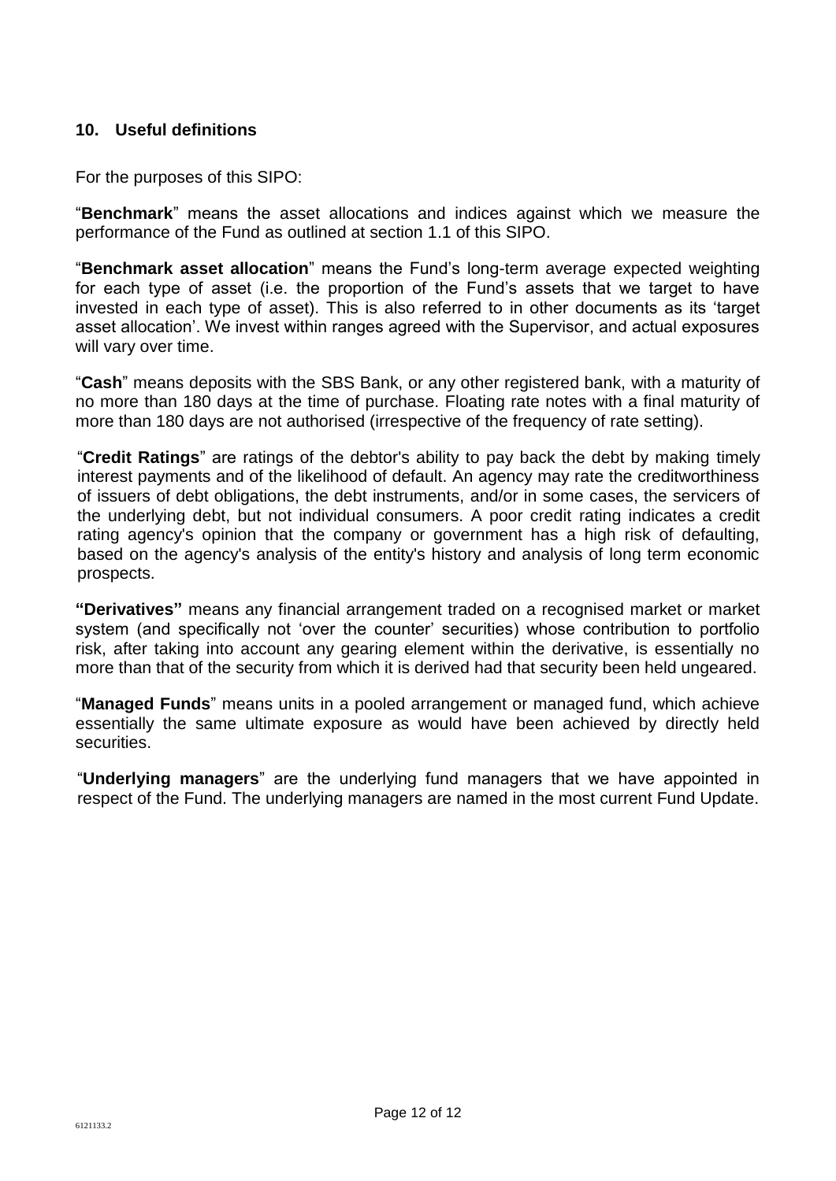## 10. Useful definitions

For the purposes of this SIPO:

"**Benchmark**" means the asset allocations and indices against which we measure the performance of the Fund as outlined at section 1.1 of this SIPO.

"**Benchmark asset allocation**" means the Fund's long-term average expected weighting for each type of asset (i.e. the proportion of the Fund's assets that we target to have invested in each type of asset). This is also referred to in other documents as its 'target asset allocation'. We invest within ranges agreed with the Supervisor, and actual exposures will vary over time.

"**Cash**" means deposits with the SBS Bank, or any other registered bank, with a maturity of no more than 180 days at the time of purchase. Floating rate notes with a final maturity of more than 180 days are not authorised (irrespective of the frequency of rate setting).

"**Credit Ratings**" are ratings of the debtor's ability to pay back the debt by making timely interest payments and of the likelihood of default. An agency may rate the creditworthiness of issuers of debt obligations, the debt instruments, and/or in some cases, the servicers of the underlying debt, but not individual consumers. A poor credit rating indicates a credit rating agency's opinion that the company or government has a high risk of defaulting, based on the agency's analysis of the entity's history and analysis of long term economic prospects.

**"Derivatives"** means any financial arrangement traded on a recognised market or market system (and specifically not 'over the counter' securities) whose contribution to portfolio risk, after taking into account any gearing element within the derivative, is essentially no more than that of the security from which it is derived had that security been held ungeared.

"**Managed Funds**" means units in a pooled arrangement or managed fund, which achieve essentially the same ultimate exposure as would have been achieved by directly held securities.

"**Underlying managers**" are the underlying fund managers that we have appointed in respect of the Fund. The underlying managers are named in the most current Fund Update.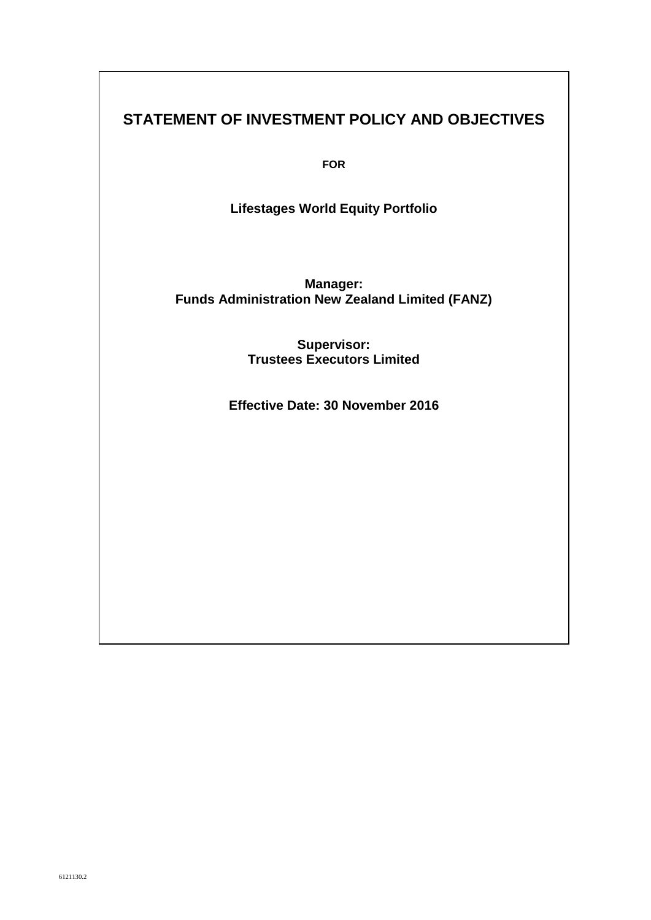# STATEMENT OF INVESTMENT POLICY AND OBJECTIVES

**FOR**

**Lifestages World Equity Portfolio**

**Manager:**
**Funds Administration New Zealand Limited (FANZ)**

**Supervisor:**
**Trustees Executors Limited**

**Effective Date: 30 November 2016**

6121130.2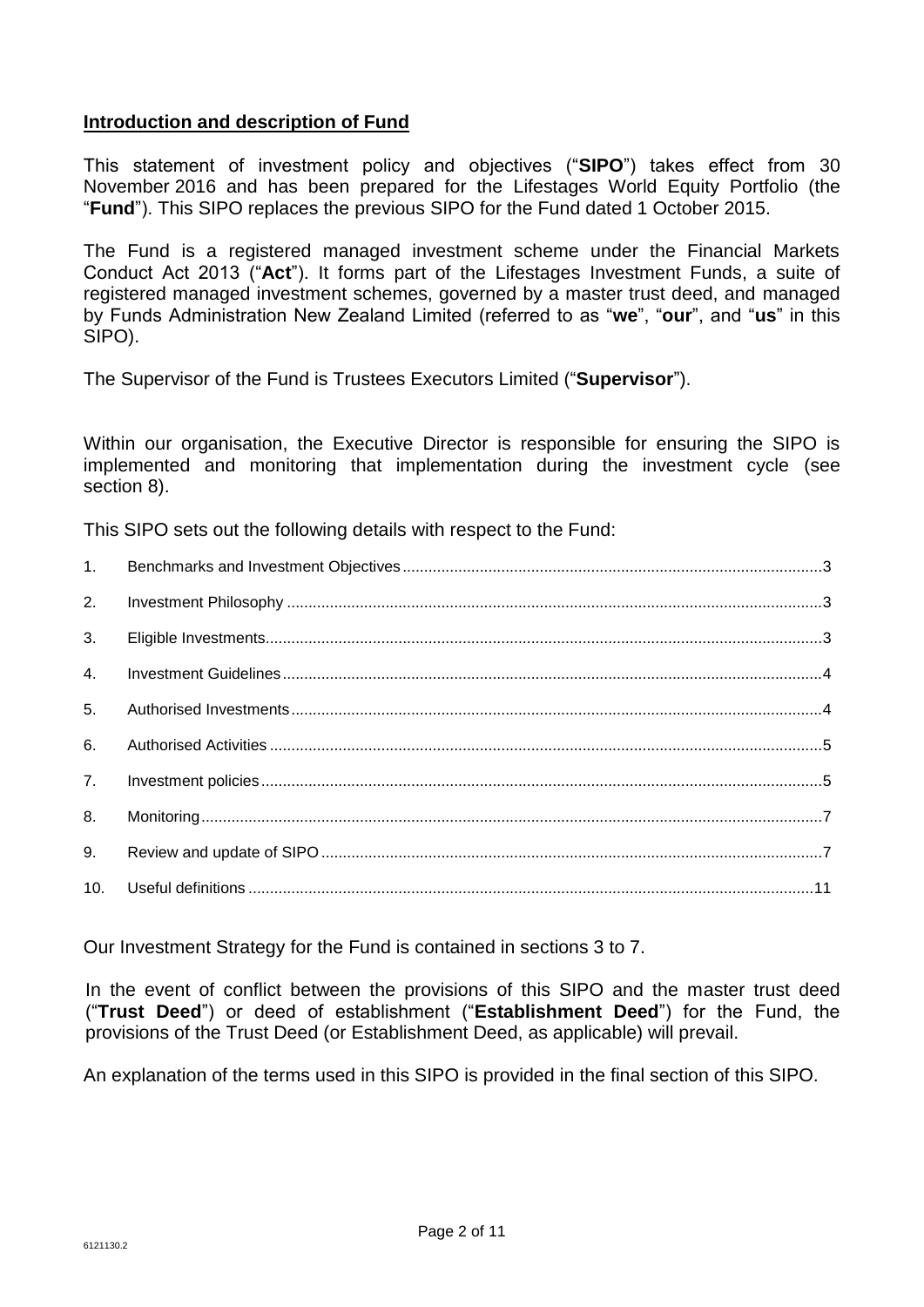## **Introduction and description of Fund**

This statement of investment policy and objectives ("**SIPO**") takes effect from 30 November 2016 and has been prepared for the Lifestages World Equity Portfolio (the "**Fund**"). This SIPO replaces the previous SIPO for the Fund dated 1 October 2015.

The Fund is a registered managed investment scheme under the Financial Markets Conduct Act 2013 ("**Act**"). It forms part of the Lifestages Investment Funds, a suite of registered managed investment schemes, governed by a master trust deed, and managed by Funds Administration New Zealand Limited (referred to as "**we**", "**our**", and "**us**" in this SIPO).

The Supervisor of the Fund is Trustees Executors Limited ("**Supervisor**").

Within our organisation, the Executive Director is responsible for ensuring the SIPO is implemented and monitoring that implementation during the investment cycle (see section 8).

This SIPO sets out the following details with respect to the Fund:

1. Benchmarks and Investment Objectives ... 3
2. Investment Philosophy ... 3
3. Eligible Investments ... 3
4. Investment Guidelines ... 4
5. Authorised Investments ... 4
6. Authorised Activities ... 5
7. Investment policies ... 5
8. Monitoring ... 7
9. Review and update of SIPO ... 7
10. Useful definitions ... 11

Our Investment Strategy for the Fund is contained in sections 3 to 7.

In the event of conflict between the provisions of this SIPO and the master trust deed ("**Trust Deed**") or deed of establishment ("**Establishment Deed**") for the Fund, the provisions of the Trust Deed (or Establishment Deed, as applicable) will prevail.

An explanation of the terms used in this SIPO is provided in the final section of this SIPO.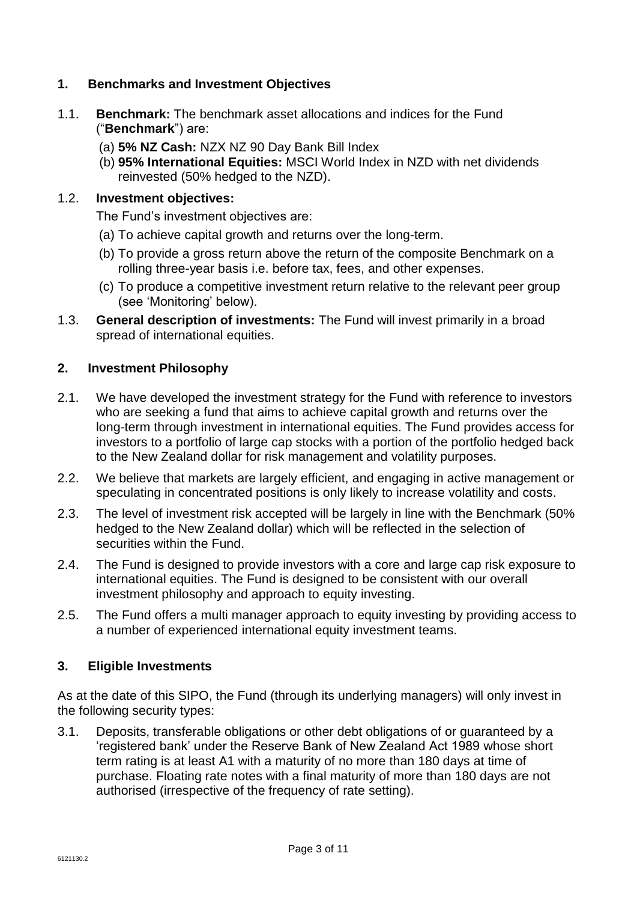## 1. Benchmarks and Investment Objectives

1.1. **Benchmark:** The benchmark asset allocations and indices for the Fund ("**Benchmark**") are:

(a) **5% NZ Cash:** NZX NZ 90 Day Bank Bill Index

(b) **95% International Equities:** MSCI World Index in NZD with net dividends reinvested (50% hedged to the NZD).

1.2. **Investment objectives:**

The Fund's investment objectives are:

(a) To achieve capital growth and returns over the long-term.

(b) To provide a gross return above the return of the composite Benchmark on a rolling three-year basis i.e. before tax, fees, and other expenses.

(c) To produce a competitive investment return relative to the relevant peer group (see 'Monitoring' below).

1.3. **General description of investments:** The Fund will invest primarily in a broad spread of international equities.

## 2. Investment Philosophy

2.1. We have developed the investment strategy for the Fund with reference to investors who are seeking a fund that aims to achieve capital growth and returns over the long-term through investment in international equities. The Fund provides access for investors to a portfolio of large cap stocks with a portion of the portfolio hedged back to the New Zealand dollar for risk management and volatility purposes.

2.2. We believe that markets are largely efficient, and engaging in active management or speculating in concentrated positions is only likely to increase volatility and costs.

2.3. The level of investment risk accepted will be largely in line with the Benchmark (50% hedged to the New Zealand dollar) which will be reflected in the selection of securities within the Fund.

2.4. The Fund is designed to provide investors with a core and large cap risk exposure to international equities. The Fund is designed to be consistent with our overall investment philosophy and approach to equity investing.

2.5. The Fund offers a multi manager approach to equity investing by providing access to a number of experienced international equity investment teams.

## 3. Eligible Investments

As at the date of this SIPO, the Fund (through its underlying managers) will only invest in the following security types:

3.1. Deposits, transferable obligations or other debt obligations of or guaranteed by a 'registered bank' under the Reserve Bank of New Zealand Act 1989 whose short term rating is at least A1 with a maturity of no more than 180 days at time of purchase. Floating rate notes with a final maturity of more than 180 days are not authorised (irrespective of the frequency of rate setting).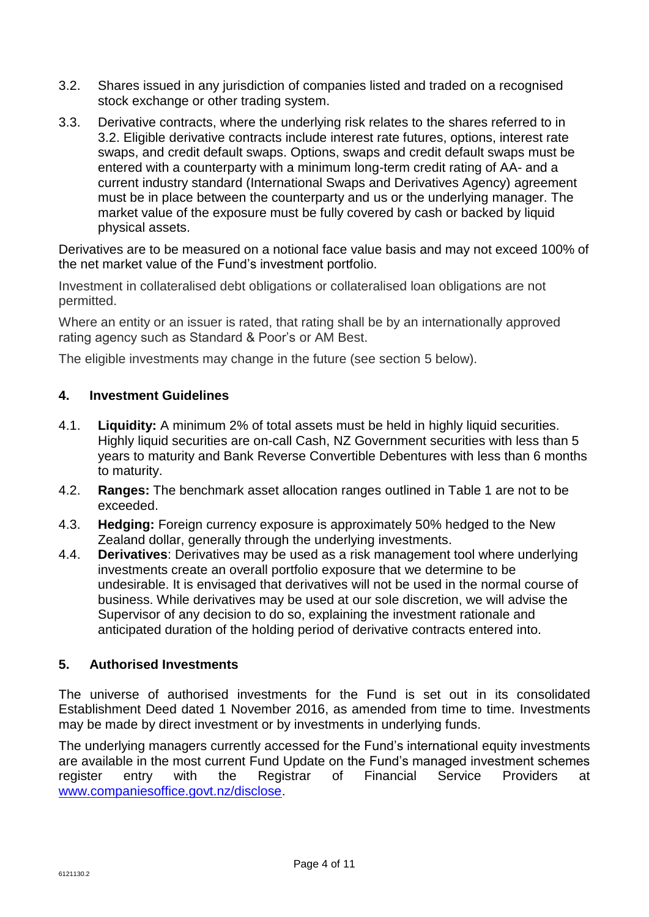3.2. Shares issued in any jurisdiction of companies listed and traded on a recognised stock exchange or other trading system.

3.3. Derivative contracts, where the underlying risk relates to the shares referred to in 3.2. Eligible derivative contracts include interest rate futures, options, interest rate swaps, and credit default swaps. Options, swaps and credit default swaps must be entered with a counterparty with a minimum long-term credit rating of AA- and a current industry standard (International Swaps and Derivatives Agency) agreement must be in place between the counterparty and us or the underlying manager. The market value of the exposure must be fully covered by cash or backed by liquid physical assets.

Derivatives are to be measured on a notional face value basis and may not exceed 100% of the net market value of the Fund's investment portfolio.

Investment in collateralised debt obligations or collateralised loan obligations are not permitted.

Where an entity or an issuer is rated, that rating shall be by an internationally approved rating agency such as Standard & Poor's or AM Best.

The eligible investments may change in the future (see section 5 below).

## 4. Investment Guidelines

4.1. **Liquidity:** A minimum 2% of total assets must be held in highly liquid securities. Highly liquid securities are on-call Cash, NZ Government securities with less than 5 years to maturity and Bank Reverse Convertible Debentures with less than 6 months to maturity.

4.2. **Ranges:** The benchmark asset allocation ranges outlined in Table 1 are not to be exceeded.

4.3. **Hedging:** Foreign currency exposure is approximately 50% hedged to the New Zealand dollar, generally through the underlying investments.

4.4. **Derivatives**: Derivatives may be used as a risk management tool where underlying investments create an overall portfolio exposure that we determine to be undesirable. It is envisaged that derivatives will not be used in the normal course of business. While derivatives may be used at our sole discretion, we will advise the Supervisor of any decision to do so, explaining the investment rationale and anticipated duration of the holding period of derivative contracts entered into.

## 5. Authorised Investments

The universe of authorised investments for the Fund is set out in its consolidated Establishment Deed dated 1 November 2016, as amended from time to time. Investments may be made by direct investment or by investments in underlying funds.

The underlying managers currently accessed for the Fund's international equity investments are available in the most current Fund Update on the Fund's managed investment schemes register entry with the Registrar of Financial Service Providers at www.companiesoffice.govt.nz/disclose.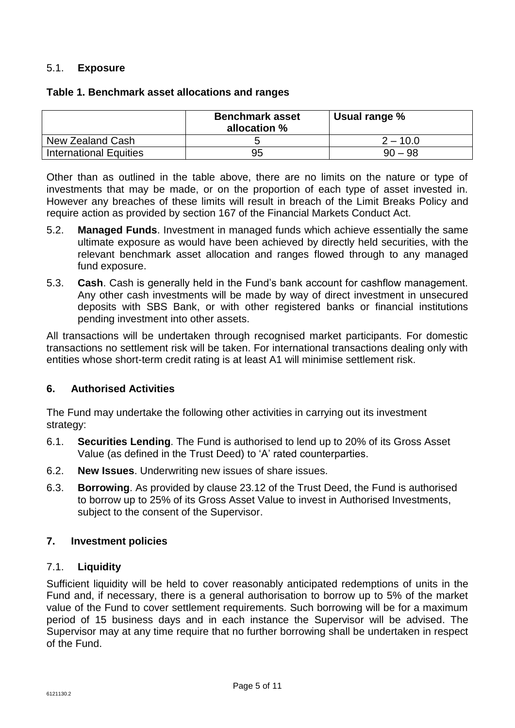### 5.1. **Exposure**

**Table 1. Benchmark asset allocations and ranges**

| | **Benchmark asset allocation %** | **Usual range %** |
|---|---|---|
| New Zealand Cash | 5 | 2 – 10.0 |
| International Equities | 95 | 90 – 98 |

Other than as outlined in the table above, there are no limits on the nature or type of investments that may be made, or on the proportion of each type of asset invested in. However any breaches of these limits will result in breach of the Limit Breaks Policy and require action as provided by section 167 of the Financial Markets Conduct Act.

5.2. **Managed Funds**. Investment in managed funds which achieve essentially the same ultimate exposure as would have been achieved by directly held securities, with the relevant benchmark asset allocation and ranges flowed through to any managed fund exposure.

5.3. **Cash**. Cash is generally held in the Fund's bank account for cashflow management. Any other cash investments will be made by way of direct investment in unsecured deposits with SBS Bank, or with other registered banks or financial institutions pending investment into other assets.

All transactions will be undertaken through recognised market participants. For domestic transactions no settlement risk will be taken. For international transactions dealing only with entities whose short-term credit rating is at least A1 will minimise settlement risk.

## 6. Authorised Activities

The Fund may undertake the following other activities in carrying out its investment strategy:

6.1. **Securities Lending**. The Fund is authorised to lend up to 20% of its Gross Asset Value (as defined in the Trust Deed) to 'A' rated counterparties.

6.2. **New Issues**. Underwriting new issues of share issues.

6.3. **Borrowing**. As provided by clause 23.12 of the Trust Deed, the Fund is authorised to borrow up to 25% of its Gross Asset Value to invest in Authorised Investments, subject to the consent of the Supervisor.

## 7. Investment policies

### 7.1. **Liquidity**

Sufficient liquidity will be held to cover reasonably anticipated redemptions of units in the Fund and, if necessary, there is a general authorisation to borrow up to 5% of the market value of the Fund to cover settlement requirements. Such borrowing will be for a maximum period of 15 business days and in each instance the Supervisor will be advised. The Supervisor may at any time require that no further borrowing shall be undertaken in respect of the Fund.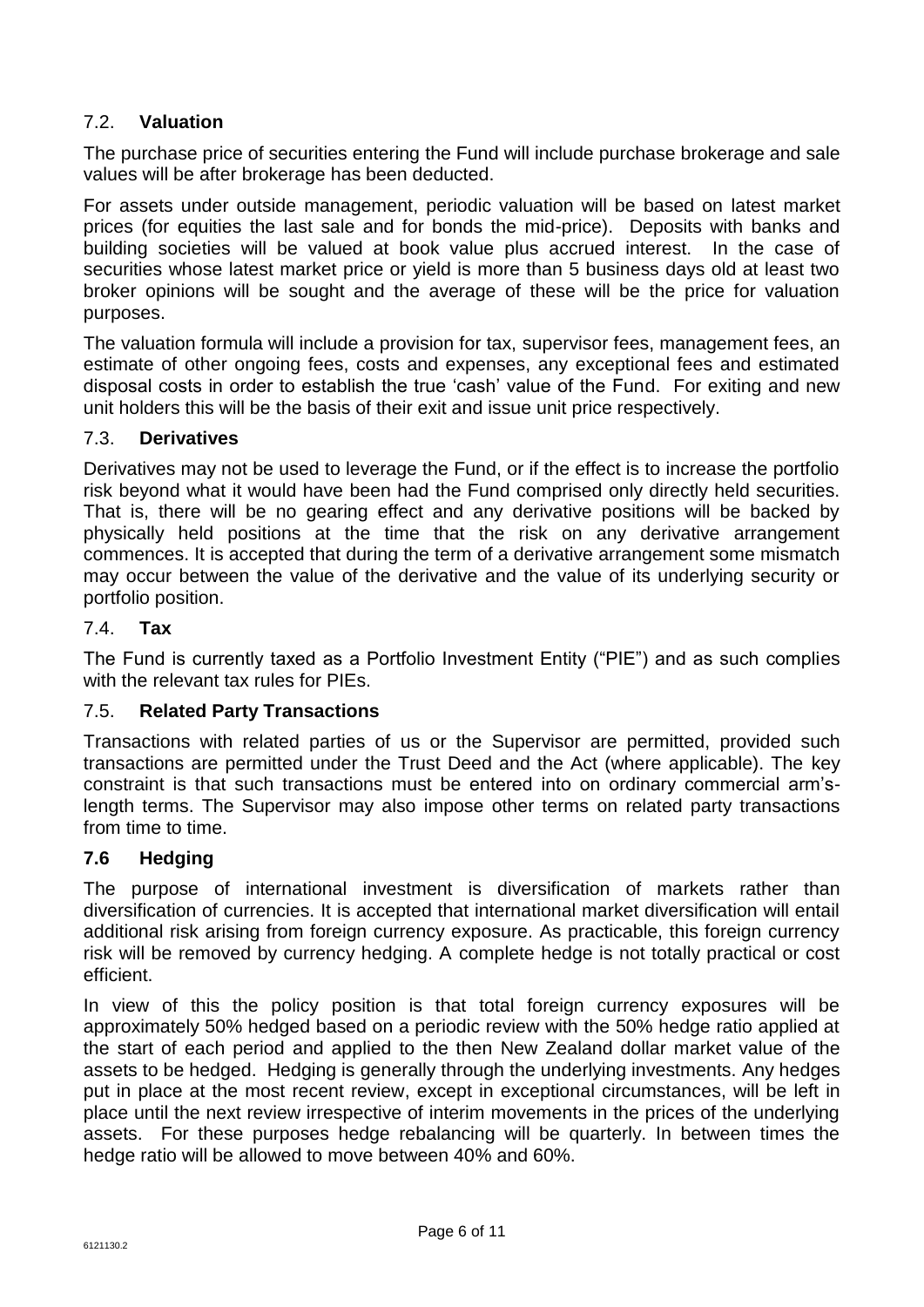### 7.2. **Valuation**

The purchase price of securities entering the Fund will include purchase brokerage and sale values will be after brokerage has been deducted.

For assets under outside management, periodic valuation will be based on latest market prices (for equities the last sale and for bonds the mid-price). Deposits with banks and building societies will be valued at book value plus accrued interest. In the case of securities whose latest market price or yield is more than 5 business days old at least two broker opinions will be sought and the average of these will be the price for valuation purposes.

The valuation formula will include a provision for tax, supervisor fees, management fees, an estimate of other ongoing fees, costs and expenses, any exceptional fees and estimated disposal costs in order to establish the true 'cash' value of the Fund. For exiting and new unit holders this will be the basis of their exit and issue unit price respectively.

### 7.3. **Derivatives**

Derivatives may not be used to leverage the Fund, or if the effect is to increase the portfolio risk beyond what it would have been had the Fund comprised only directly held securities. That is, there will be no gearing effect and any derivative positions will be backed by physically held positions at the time that the risk on any derivative arrangement commences. It is accepted that during the term of a derivative arrangement some mismatch may occur between the value of the derivative and the value of its underlying security or portfolio position.

### 7.4. **Tax**

The Fund is currently taxed as a Portfolio Investment Entity ("PIE") and as such complies with the relevant tax rules for PIEs.

### 7.5. **Related Party Transactions**

Transactions with related parties of us or the Supervisor are permitted, provided such transactions are permitted under the Trust Deed and the Act (where applicable). The key constraint is that such transactions must be entered into on ordinary commercial arm's-length terms. The Supervisor may also impose other terms on related party transactions from time to time.

### **7.6 Hedging**

The purpose of international investment is diversification of markets rather than diversification of currencies. It is accepted that international market diversification will entail additional risk arising from foreign currency exposure. As practicable, this foreign currency risk will be removed by currency hedging. A complete hedge is not totally practical or cost efficient.

In view of this the policy position is that total foreign currency exposures will be approximately 50% hedged based on a periodic review with the 50% hedge ratio applied at the start of each period and applied to the then New Zealand dollar market value of the assets to be hedged. Hedging is generally through the underlying investments. Any hedges put in place at the most recent review, except in exceptional circumstances, will be left in place until the next review irrespective of interim movements in the prices of the underlying assets. For these purposes hedge rebalancing will be quarterly. In between times the hedge ratio will be allowed to move between 40% and 60%.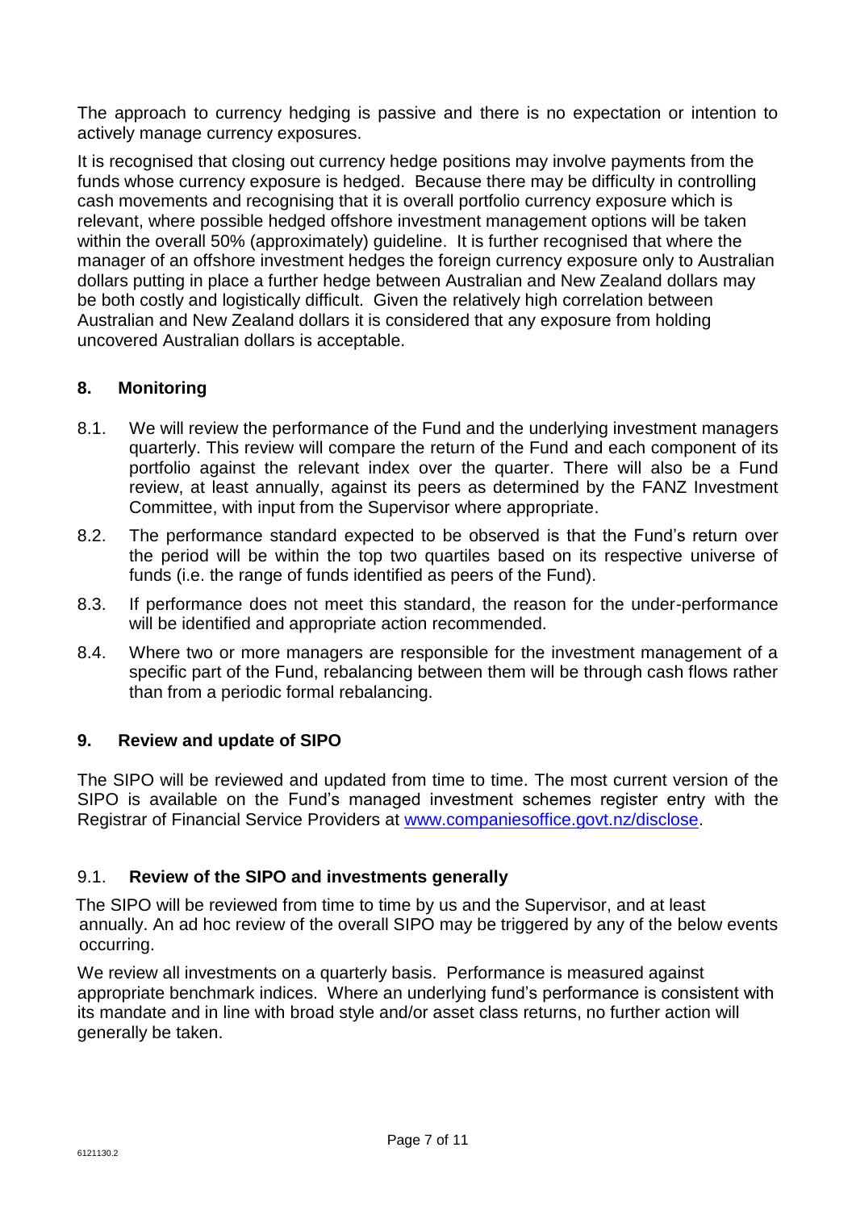The approach to currency hedging is passive and there is no expectation or intention to actively manage currency exposures.

It is recognised that closing out currency hedge positions may involve payments from the funds whose currency exposure is hedged. Because there may be difficulty in controlling cash movements and recognising that it is overall portfolio currency exposure which is relevant, where possible hedged offshore investment management options will be taken within the overall 50% (approximately) guideline. It is further recognised that where the manager of an offshore investment hedges the foreign currency exposure only to Australian dollars putting in place a further hedge between Australian and New Zealand dollars may be both costly and logistically difficult. Given the relatively high correlation between Australian and New Zealand dollars it is considered that any exposure from holding uncovered Australian dollars is acceptable.

## 8. Monitoring

8.1. We will review the performance of the Fund and the underlying investment managers quarterly. This review will compare the return of the Fund and each component of its portfolio against the relevant index over the quarter. There will also be a Fund review, at least annually, against its peers as determined by the FANZ Investment Committee, with input from the Supervisor where appropriate.

8.2. The performance standard expected to be observed is that the Fund's return over the period will be within the top two quartiles based on its respective universe of funds (i.e. the range of funds identified as peers of the Fund).

8.3. If performance does not meet this standard, the reason for the under-performance will be identified and appropriate action recommended.

8.4. Where two or more managers are responsible for the investment management of a specific part of the Fund, rebalancing between them will be through cash flows rather than from a periodic formal rebalancing.

## 9. Review and update of SIPO

The SIPO will be reviewed and updated from time to time. The most current version of the SIPO is available on the Fund's managed investment schemes register entry with the Registrar of Financial Service Providers at www.companiesoffice.govt.nz/disclose.

### 9.1. Review of the SIPO and investments generally

The SIPO will be reviewed from time to time by us and the Supervisor, and at least annually. An ad hoc review of the overall SIPO may be triggered by any of the below events occurring.

We review all investments on a quarterly basis. Performance is measured against appropriate benchmark indices. Where an underlying fund's performance is consistent with its mandate and in line with broad style and/or asset class returns, no further action will generally be taken.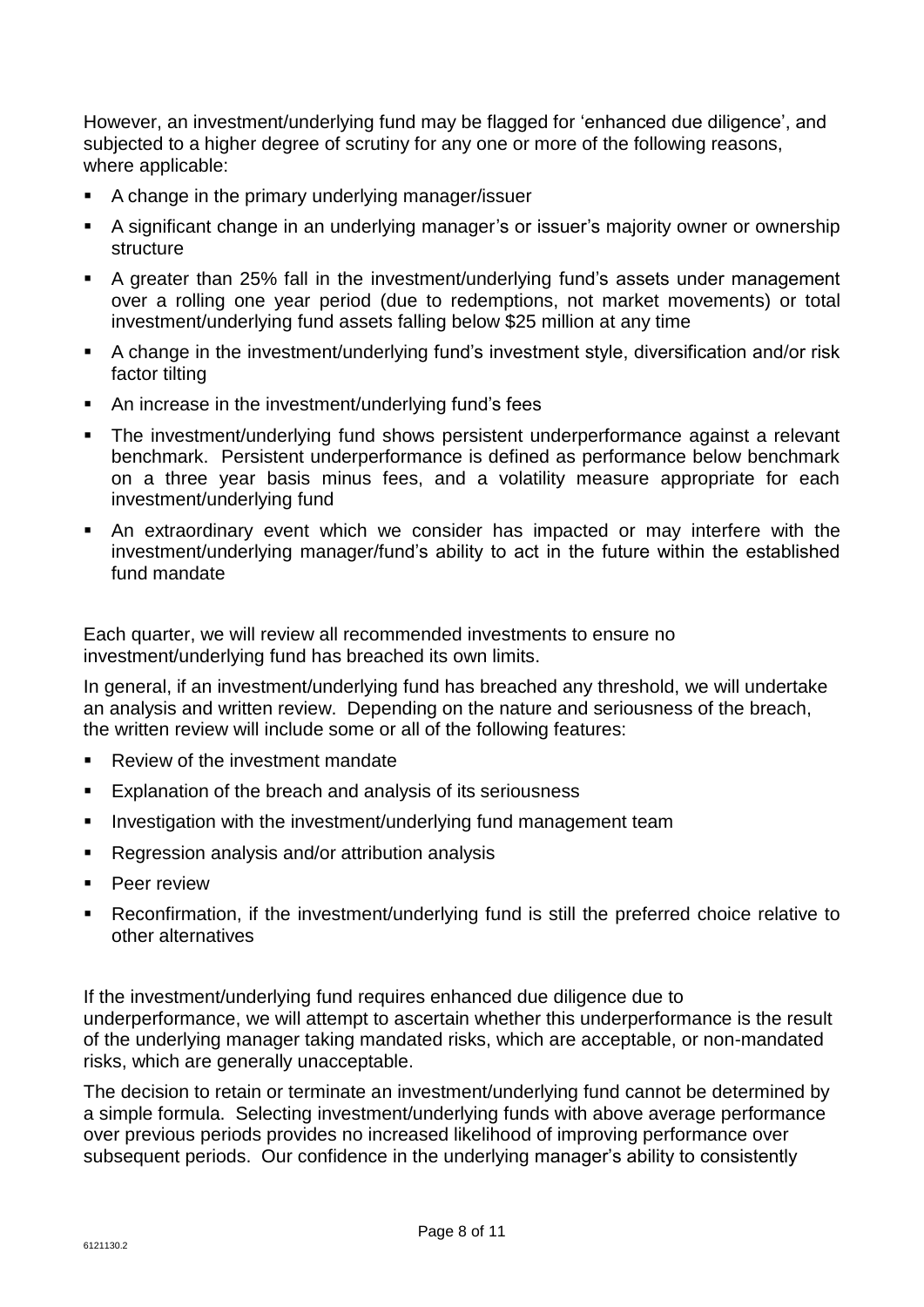However, an investment/underlying fund may be flagged for 'enhanced due diligence', and subjected to a higher degree of scrutiny for any one or more of the following reasons, where applicable:

- A change in the primary underlying manager/issuer
- A significant change in an underlying manager's or issuer's majority owner or ownership structure
- A greater than 25% fall in the investment/underlying fund's assets under management over a rolling one year period (due to redemptions, not market movements) or total investment/underlying fund assets falling below $25 million at any time
- A change in the investment/underlying fund's investment style, diversification and/or risk factor tilting
- An increase in the investment/underlying fund's fees
- The investment/underlying fund shows persistent underperformance against a relevant benchmark. Persistent underperformance is defined as performance below benchmark on a three year basis minus fees, and a volatility measure appropriate for each investment/underlying fund
- An extraordinary event which we consider has impacted or may interfere with the investment/underlying manager/fund's ability to act in the future within the established fund mandate

Each quarter, we will review all recommended investments to ensure no investment/underlying fund has breached its own limits.

In general, if an investment/underlying fund has breached any threshold, we will undertake an analysis and written review. Depending on the nature and seriousness of the breach, the written review will include some or all of the following features:

- Review of the investment mandate
- Explanation of the breach and analysis of its seriousness
- Investigation with the investment/underlying fund management team
- Regression analysis and/or attribution analysis
- Peer review
- Reconfirmation, if the investment/underlying fund is still the preferred choice relative to other alternatives

If the investment/underlying fund requires enhanced due diligence due to underperformance, we will attempt to ascertain whether this underperformance is the result of the underlying manager taking mandated risks, which are acceptable, or non-mandated risks, which are generally unacceptable.

The decision to retain or terminate an investment/underlying fund cannot be determined by a simple formula. Selecting investment/underlying funds with above average performance over previous periods provides no increased likelihood of improving performance over subsequent periods. Our confidence in the underlying manager's ability to consistently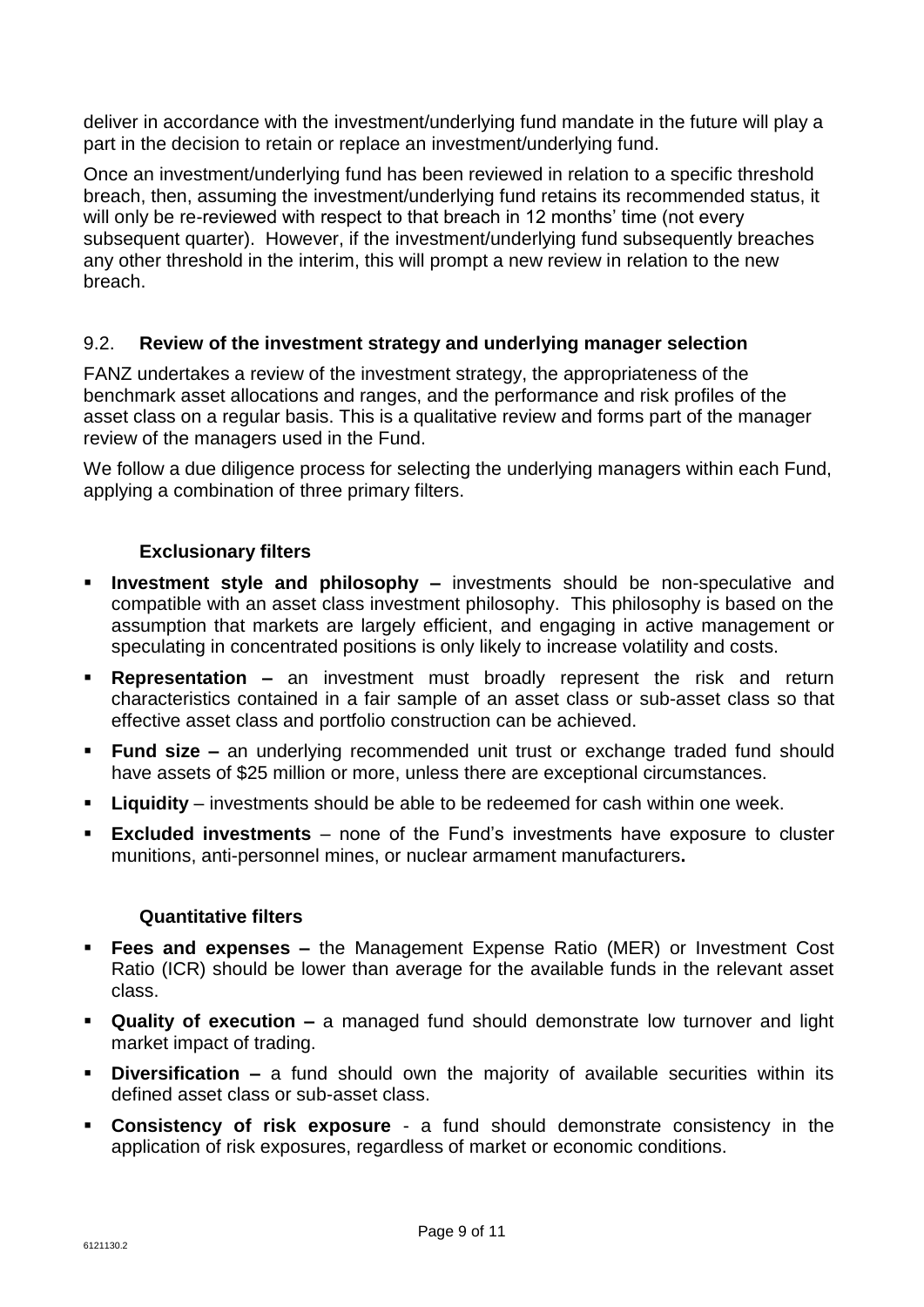deliver in accordance with the investment/underlying fund mandate in the future will play a part in the decision to retain or replace an investment/underlying fund.

Once an investment/underlying fund has been reviewed in relation to a specific threshold breach, then, assuming the investment/underlying fund retains its recommended status, it will only be re-reviewed with respect to that breach in 12 months' time (not every subsequent quarter). However, if the investment/underlying fund subsequently breaches any other threshold in the interim, this will prompt a new review in relation to the new breach.

## 9.2. Review of the investment strategy and underlying manager selection

FANZ undertakes a review of the investment strategy, the appropriateness of the benchmark asset allocations and ranges, and the performance and risk profiles of the asset class on a regular basis. This is a qualitative review and forms part of the manager review of the managers used in the Fund.

We follow a due diligence process for selecting the underlying managers within each Fund, applying a combination of three primary filters.

### Exclusionary filters

- **Investment style and philosophy –** investments should be non-speculative and compatible with an asset class investment philosophy. This philosophy is based on the assumption that markets are largely efficient, and engaging in active management or speculating in concentrated positions is only likely to increase volatility and costs.
- **Representation –** an investment must broadly represent the risk and return characteristics contained in a fair sample of an asset class or sub-asset class so that effective asset class and portfolio construction can be achieved.
- **Fund size –** an underlying recommended unit trust or exchange traded fund should have assets of $25 million or more, unless there are exceptional circumstances.
- **Liquidity** – investments should be able to be redeemed for cash within one week.
- **Excluded investments** – none of the Fund's investments have exposure to cluster munitions, anti-personnel mines, or nuclear armament manufacturers**.**

### Quantitative filters

- **Fees and expenses –** the Management Expense Ratio (MER) or Investment Cost Ratio (ICR) should be lower than average for the available funds in the relevant asset class.
- **Quality of execution –** a managed fund should demonstrate low turnover and light market impact of trading.
- **Diversification –** a fund should own the majority of available securities within its defined asset class or sub-asset class.
- **Consistency of risk exposure** - a fund should demonstrate consistency in the application of risk exposures, regardless of market or economic conditions.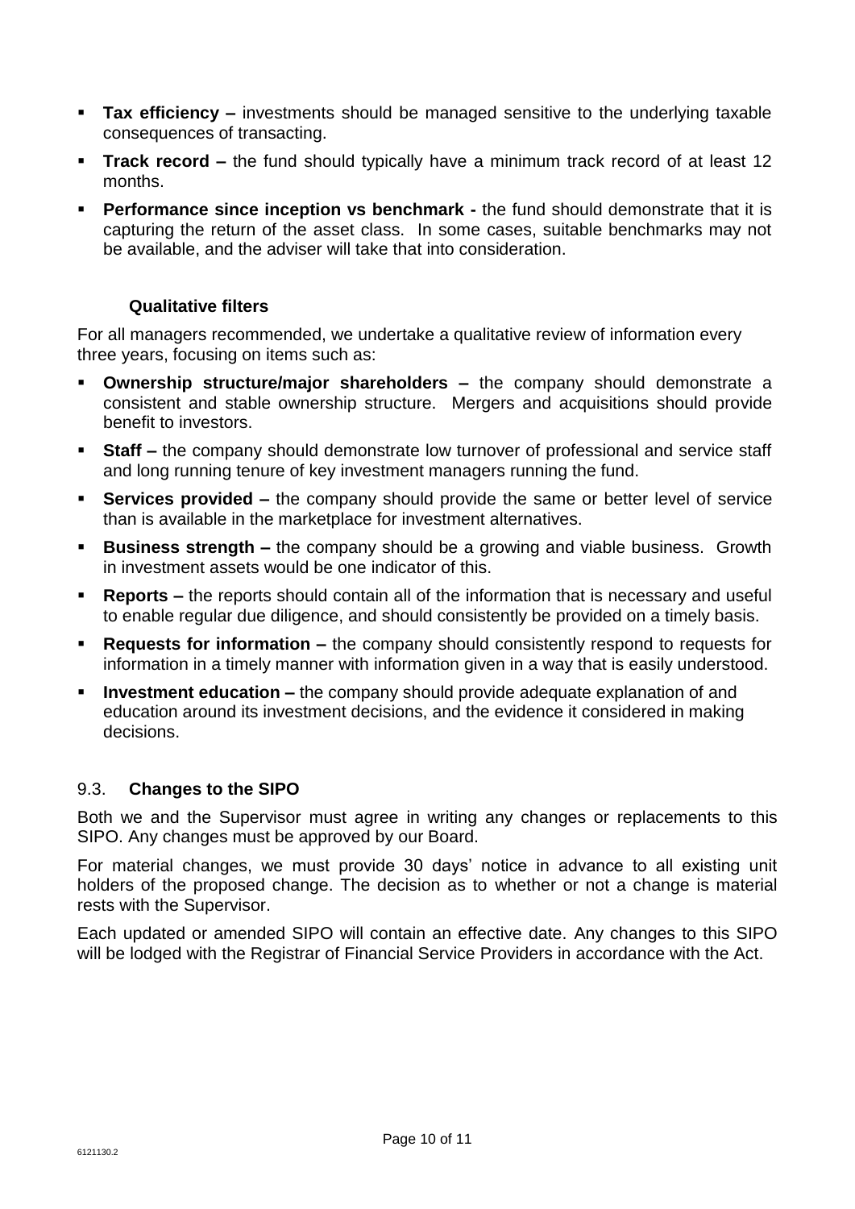- **Tax efficiency –** investments should be managed sensitive to the underlying taxable consequences of transacting.
- **Track record –** the fund should typically have a minimum track record of at least 12 months.
- **Performance since inception vs benchmark -** the fund should demonstrate that it is capturing the return of the asset class. In some cases, suitable benchmarks may not be available, and the adviser will take that into consideration.

#### Qualitative filters

For all managers recommended, we undertake a qualitative review of information every three years, focusing on items such as:

- **Ownership structure/major shareholders –** the company should demonstrate a consistent and stable ownership structure. Mergers and acquisitions should provide benefit to investors.
- **Staff –** the company should demonstrate low turnover of professional and service staff and long running tenure of key investment managers running the fund.
- **Services provided –** the company should provide the same or better level of service than is available in the marketplace for investment alternatives.
- **Business strength –** the company should be a growing and viable business. Growth in investment assets would be one indicator of this.
- **Reports –** the reports should contain all of the information that is necessary and useful to enable regular due diligence, and should consistently be provided on a timely basis.
- **Requests for information –** the company should consistently respond to requests for information in a timely manner with information given in a way that is easily understood.
- **Investment education –** the company should provide adequate explanation of and education around its investment decisions, and the evidence it considered in making decisions.

### 9.3. Changes to the SIPO

Both we and the Supervisor must agree in writing any changes or replacements to this SIPO. Any changes must be approved by our Board.

For material changes, we must provide 30 days' notice in advance to all existing unit holders of the proposed change. The decision as to whether or not a change is material rests with the Supervisor.

Each updated or amended SIPO will contain an effective date. Any changes to this SIPO will be lodged with the Registrar of Financial Service Providers in accordance with the Act.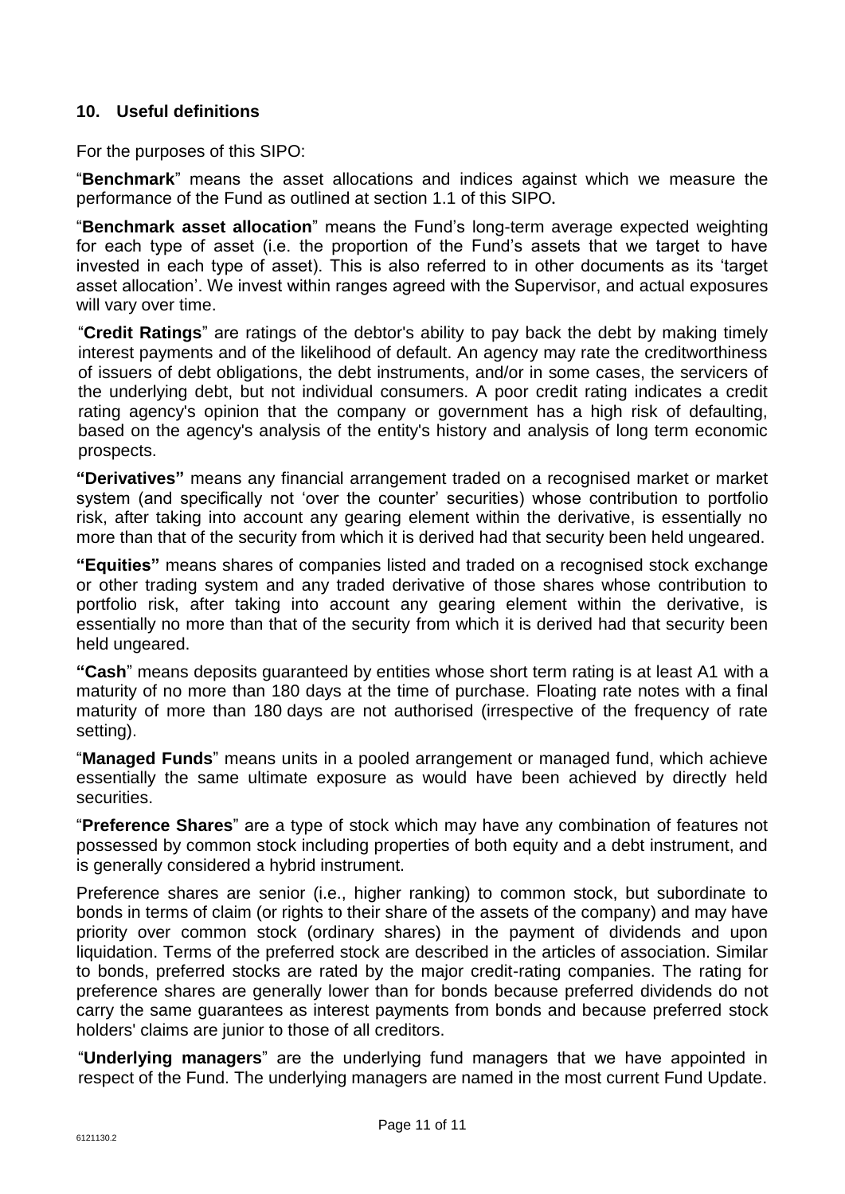## 10. Useful definitions

For the purposes of this SIPO:

"**Benchmark**" means the asset allocations and indices against which we measure the performance of the Fund as outlined at section 1.1 of this SIPO.

"**Benchmark asset allocation**" means the Fund's long-term average expected weighting for each type of asset (i.e. the proportion of the Fund's assets that we target to have invested in each type of asset). This is also referred to in other documents as its 'target asset allocation'. We invest within ranges agreed with the Supervisor, and actual exposures will vary over time.

"**Credit Ratings**" are ratings of the debtor's ability to pay back the debt by making timely interest payments and of the likelihood of default. An agency may rate the creditworthiness of issuers of debt obligations, the debt instruments, and/or in some cases, the servicers of the underlying debt, but not individual consumers. A poor credit rating indicates a credit rating agency's opinion that the company or government has a high risk of defaulting, based on the agency's analysis of the entity's history and analysis of long term economic prospects.

**"Derivatives"** means any financial arrangement traded on a recognised market or market system (and specifically not 'over the counter' securities) whose contribution to portfolio risk, after taking into account any gearing element within the derivative, is essentially no more than that of the security from which it is derived had that security been held ungeared.

**"Equities"** means shares of companies listed and traded on a recognised stock exchange or other trading system and any traded derivative of those shares whose contribution to portfolio risk, after taking into account any gearing element within the derivative, is essentially no more than that of the security from which it is derived had that security been held ungeared.

**"Cash**" means deposits guaranteed by entities whose short term rating is at least A1 with a maturity of no more than 180 days at the time of purchase. Floating rate notes with a final maturity of more than 180 days are not authorised (irrespective of the frequency of rate setting).

"**Managed Funds**" means units in a pooled arrangement or managed fund, which achieve essentially the same ultimate exposure as would have been achieved by directly held securities.

"**Preference Shares**" are a type of stock which may have any combination of features not possessed by common stock including properties of both equity and a debt instrument, and is generally considered a hybrid instrument.

Preference shares are senior (i.e., higher ranking) to common stock, but subordinate to bonds in terms of claim (or rights to their share of the assets of the company) and may have priority over common stock (ordinary shares) in the payment of dividends and upon liquidation. Terms of the preferred stock are described in the articles of association. Similar to bonds, preferred stocks are rated by the major credit-rating companies. The rating for preference shares are generally lower than for bonds because preferred dividends do not carry the same guarantees as interest payments from bonds and because preferred stock holders' claims are junior to those of all creditors.

"**Underlying managers**" are the underlying fund managers that we have appointed in respect of the Fund. The underlying managers are named in the most current Fund Update.